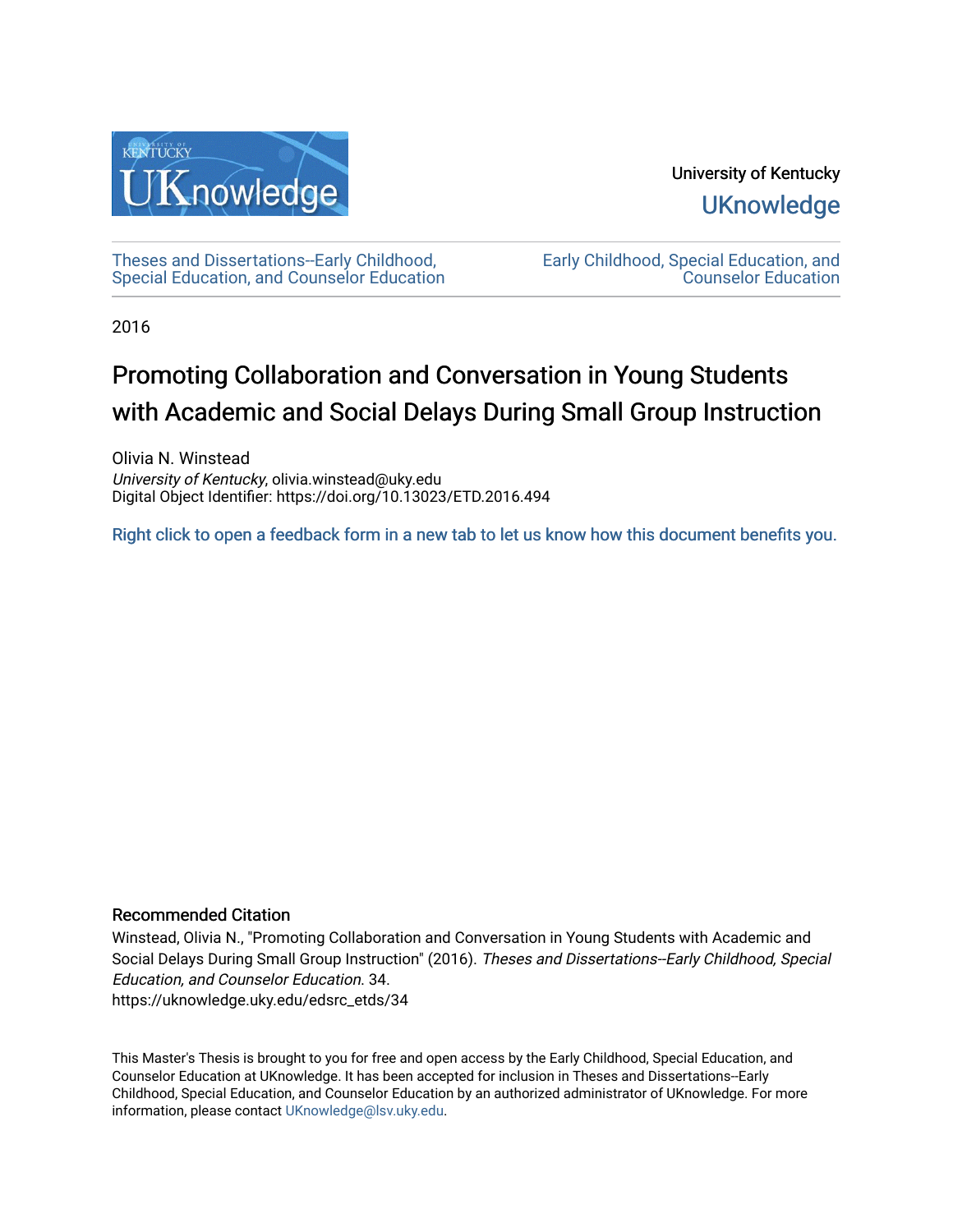University of Kentucky

UKnowledge

Theses and Dissertations--Early Childhood, Special Education, and Counselor Education

Early Childhood, Special Education, and Counselor Education

2016

# Promoting Collaboration and Conversation in Young Students with Academic and Social Delays During Small Group Instruction

Olivia N. Winstead
*University of Kentucky*, olivia.winstead@uky.edu
Digital Object Identifier: https://doi.org/10.13023/ETD.2016.494

Right click to open a feedback form in a new tab to let us know how this document benefits you.

## Recommended Citation

Winstead, Olivia N., "Promoting Collaboration and Conversation in Young Students with Academic and Social Delays During Small Group Instruction" (2016). *Theses and Dissertations--Early Childhood, Special Education, and Counselor Education*. 34.
https://uknowledge.uky.edu/edsrc_etds/34

This Master's Thesis is brought to you for free and open access by the Early Childhood, Special Education, and Counselor Education at UKnowledge. It has been accepted for inclusion in Theses and Dissertations--Early Childhood, Special Education, and Counselor Education by an authorized administrator of UKnowledge. For more information, please contact UKnowledge@lsv.uky.edu.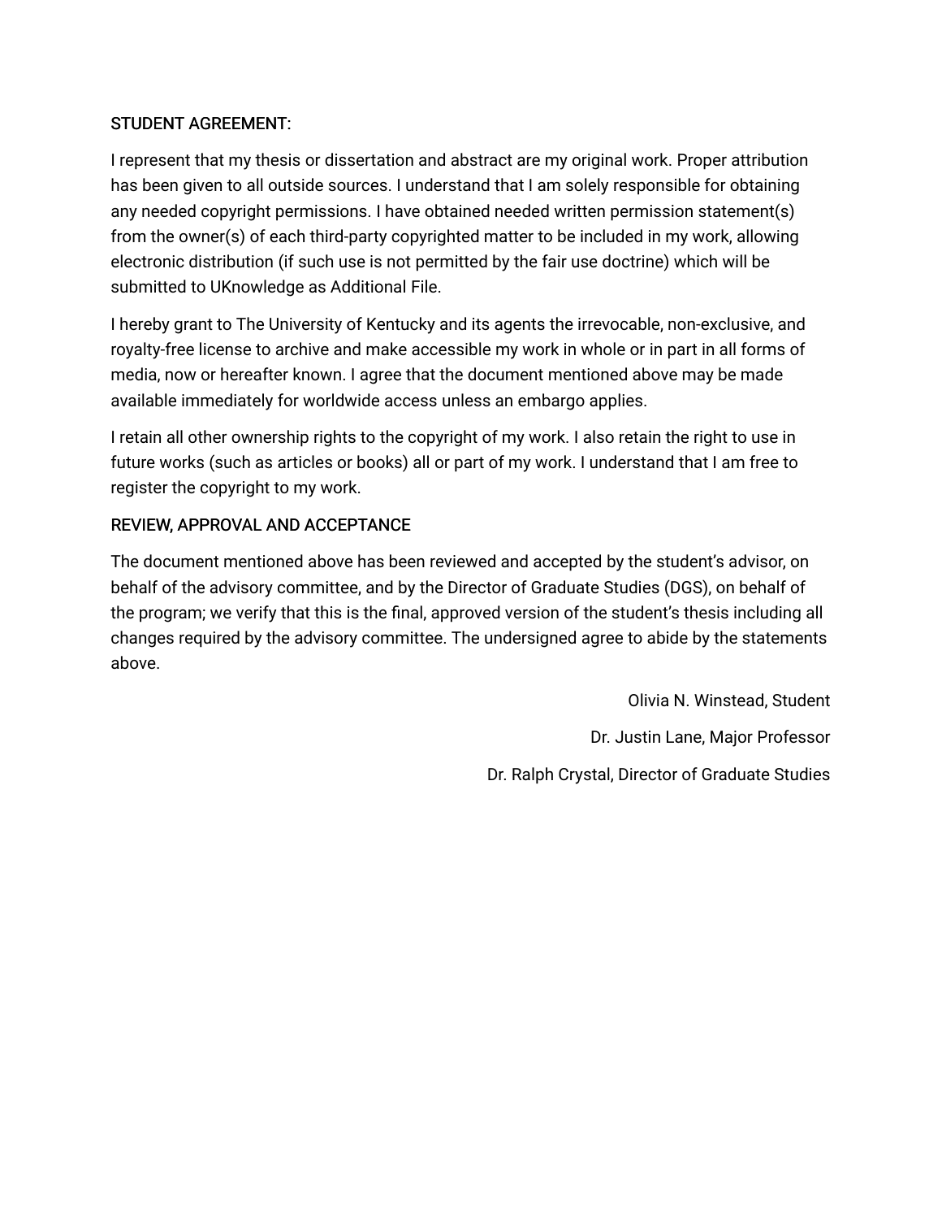STUDENT AGREEMENT:

I represent that my thesis or dissertation and abstract are my original work. Proper attribution has been given to all outside sources. I understand that I am solely responsible for obtaining any needed copyright permissions. I have obtained needed written permission statement(s) from the owner(s) of each third-party copyrighted matter to be included in my work, allowing electronic distribution (if such use is not permitted by the fair use doctrine) which will be submitted to UKnowledge as Additional File.

I hereby grant to The University of Kentucky and its agents the irrevocable, non-exclusive, and royalty-free license to archive and make accessible my work in whole or in part in all forms of media, now or hereafter known. I agree that the document mentioned above may be made available immediately for worldwide access unless an embargo applies.

I retain all other ownership rights to the copyright of my work. I also retain the right to use in future works (such as articles or books) all or part of my work. I understand that I am free to register the copyright to my work.

REVIEW, APPROVAL AND ACCEPTANCE

The document mentioned above has been reviewed and accepted by the student's advisor, on behalf of the advisory committee, and by the Director of Graduate Studies (DGS), on behalf of the program; we verify that this is the final, approved version of the student's thesis including all changes required by the advisory committee. The undersigned agree to abide by the statements above.

Olivia N. Winstead, Student

Dr. Justin Lane, Major Professor

Dr. Ralph Crystal, Director of Graduate Studies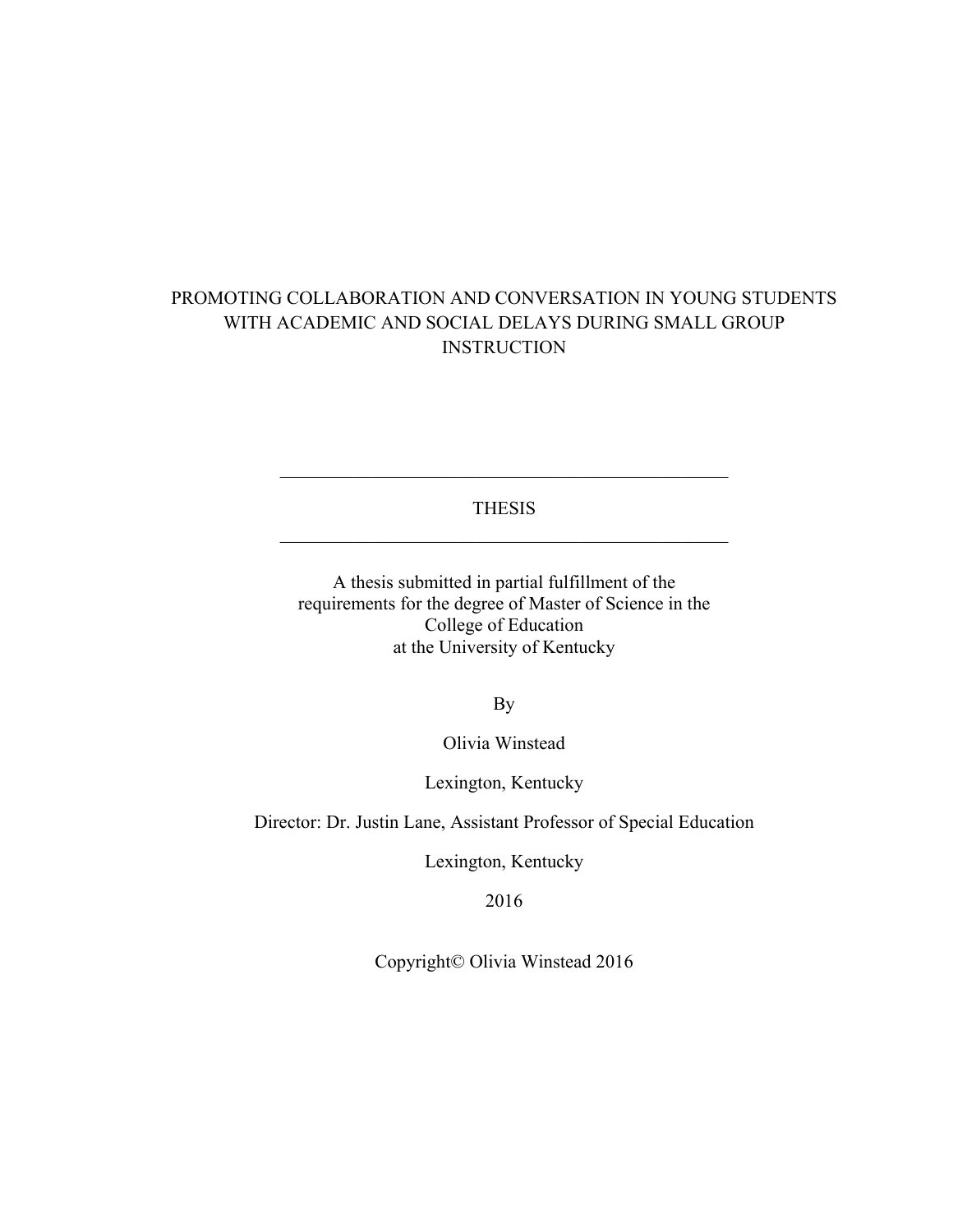# PROMOTING COLLABORATION AND CONVERSATION IN YOUNG STUDENTS WITH ACADEMIC AND SOCIAL DELAYS DURING SMALL GROUP INSTRUCTION

---

THESIS

---

A thesis submitted in partial fulfillment of the requirements for the degree of Master of Science in the College of Education at the University of Kentucky

By

Olivia Winstead

Lexington, Kentucky

Director: Dr. Justin Lane, Assistant Professor of Special Education

Lexington, Kentucky

2016

Copyright© Olivia Winstead 2016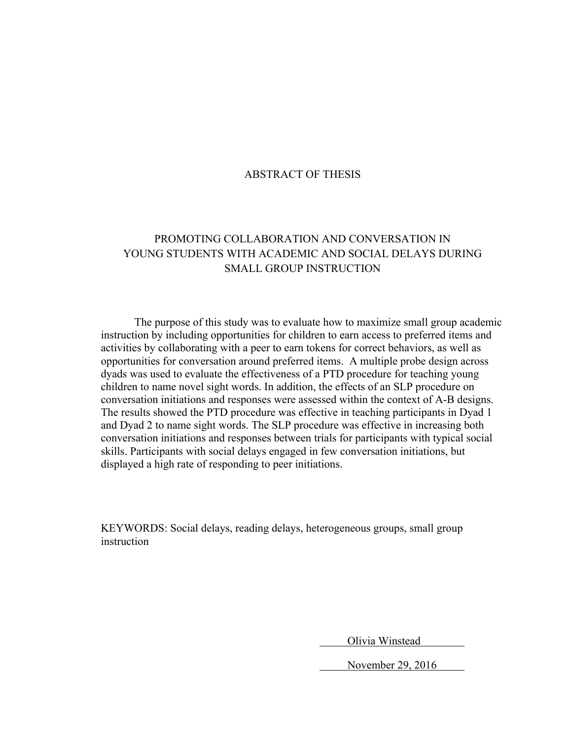# ABSTRACT OF THESIS

## PROMOTING COLLABORATION AND CONVERSATION IN YOUNG STUDENTS WITH ACADEMIC AND SOCIAL DELAYS DURING SMALL GROUP INSTRUCTION

The purpose of this study was to evaluate how to maximize small group academic instruction by including opportunities for children to earn access to preferred items and activities by collaborating with a peer to earn tokens for correct behaviors, as well as opportunities for conversation around preferred items. A multiple probe design across dyads was used to evaluate the effectiveness of a PTD procedure for teaching young children to name novel sight words. In addition, the effects of an SLP procedure on conversation initiations and responses were assessed within the context of A-B designs. The results showed the PTD procedure was effective in teaching participants in Dyad 1 and Dyad 2 to name sight words. The SLP procedure was effective in increasing both conversation initiations and responses between trials for participants with typical social skills. Participants with social delays engaged in few conversation initiations, but displayed a high rate of responding to peer initiations.

KEYWORDS: Social delays, reading delays, heterogeneous groups, small group instruction

Olivia Winstead

November 29, 2016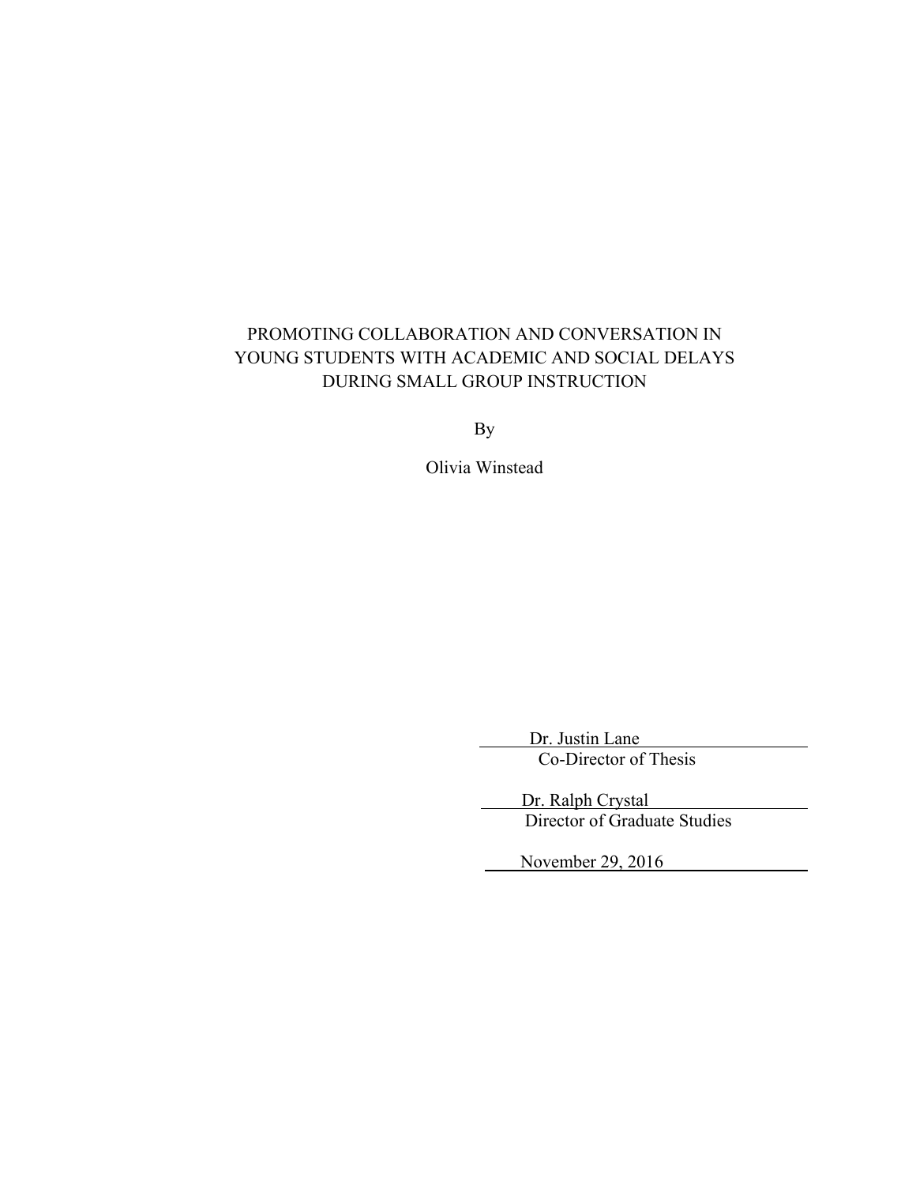PROMOTING COLLABORATION AND CONVERSATION IN YOUNG STUDENTS WITH ACADEMIC AND SOCIAL DELAYS DURING SMALL GROUP INSTRUCTION

By

Olivia Winstead

Dr. Justin Lane
Co-Director of Thesis

Dr. Ralph Crystal
Director of Graduate Studies

November 29, 2016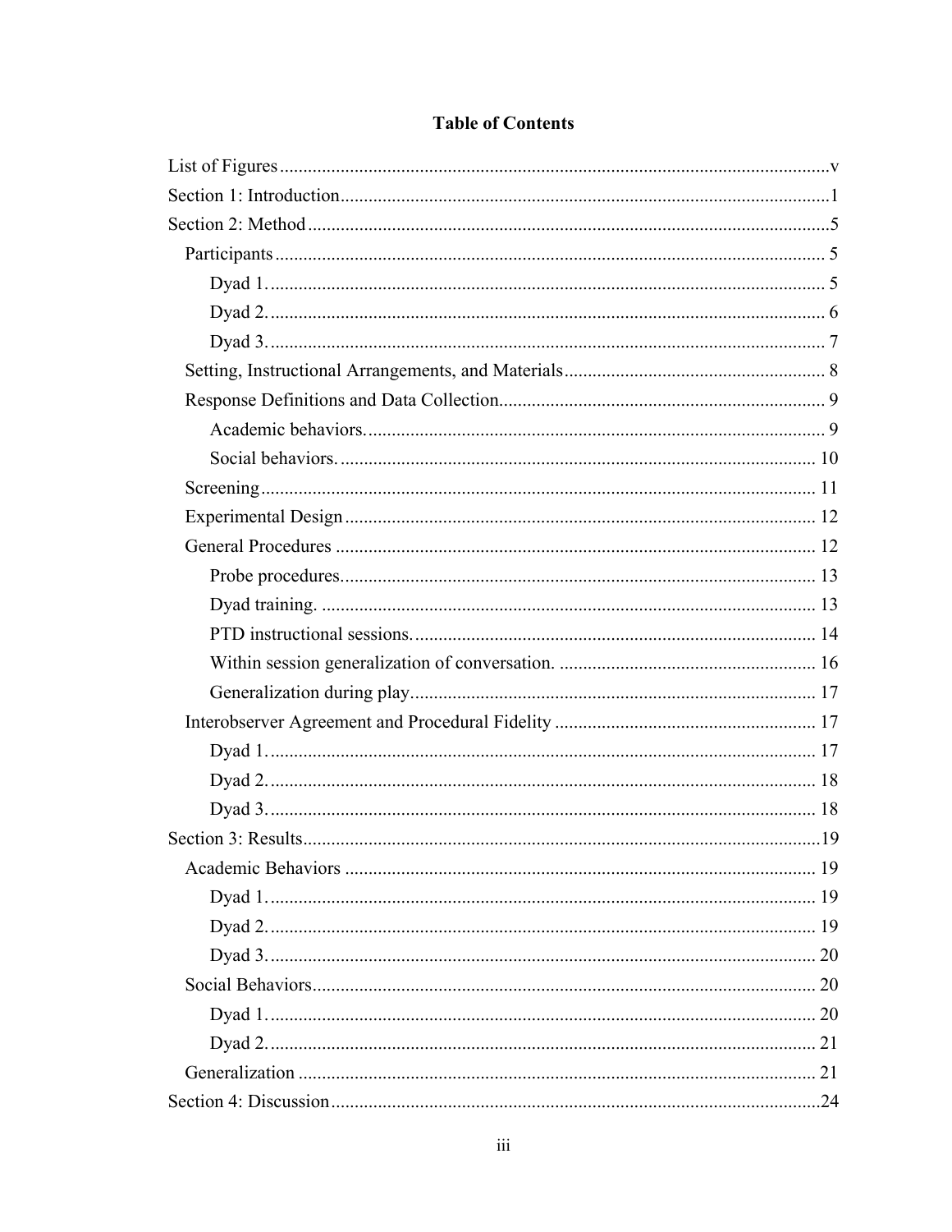# Table of Contents

List of Figures .................................................................................................................v

Section 1: Introduction.......................................................................................................1

Section 2: Method ..............................................................................................................5

  Participants ................................................................................................................... 5

    Dyad 1. ..................................................................................................................... 5

    Dyad 2. ..................................................................................................................... 6

    Dyad 3. ..................................................................................................................... 7

  Setting, Instructional Arrangements, and Materials ...................................................... 8

  Response Definitions and Data Collection.................................................................... 9

    Academic behaviors. ................................................................................................ 9

    Social behaviors. .................................................................................................... 10

  Screening .................................................................................................................... 11

  Experimental Design ................................................................................................... 12

  General Procedures ..................................................................................................... 12

    Probe procedures. ................................................................................................... 13

    Dyad training. ......................................................................................................... 13

    PTD instructional sessions. .................................................................................... 14

    Within session generalization of conversation. ...................................................... 16

    Generalization during play. .................................................................................... 17

  Interobserver Agreement and Procedural Fidelity ...................................................... 17

    Dyad 1. ................................................................................................................... 17

    Dyad 2. ................................................................................................................... 18

    Dyad 3. ................................................................................................................... 18

Section 3: Results.............................................................................................................19

  Academic Behaviors ................................................................................................... 19

    Dyad 1. ................................................................................................................... 19

    Dyad 2. ................................................................................................................... 19

    Dyad 3. ................................................................................................................... 20

  Social Behaviors .......................................................................................................... 20

    Dyad 1. ................................................................................................................... 20

    Dyad 2. ................................................................................................................... 21

  Generalization ............................................................................................................. 21

Section 4: Discussion.......................................................................................................24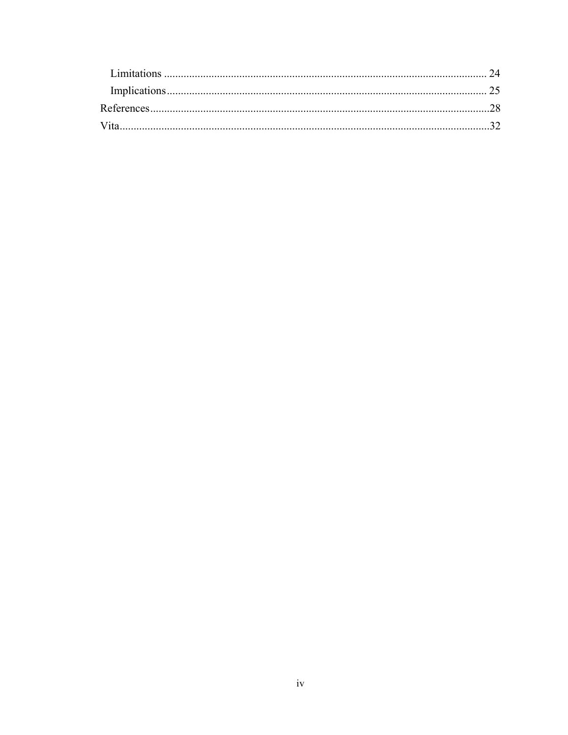Limitations ..................................................................................................................... 24

Implications..................................................................................................................... 25

References.............................................................................................................................28

Vita.........................................................................................................................................32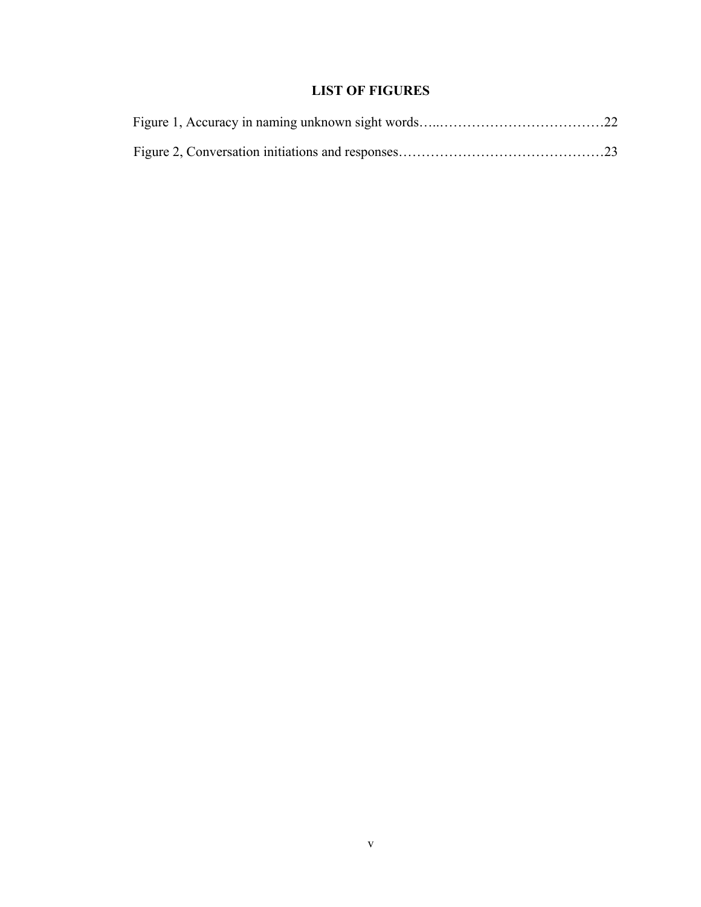## LIST OF FIGURES

Figure 1, Accuracy in naming unknown sight words…..………………………………22

Figure 2, Conversation initiations and responses………………………………………23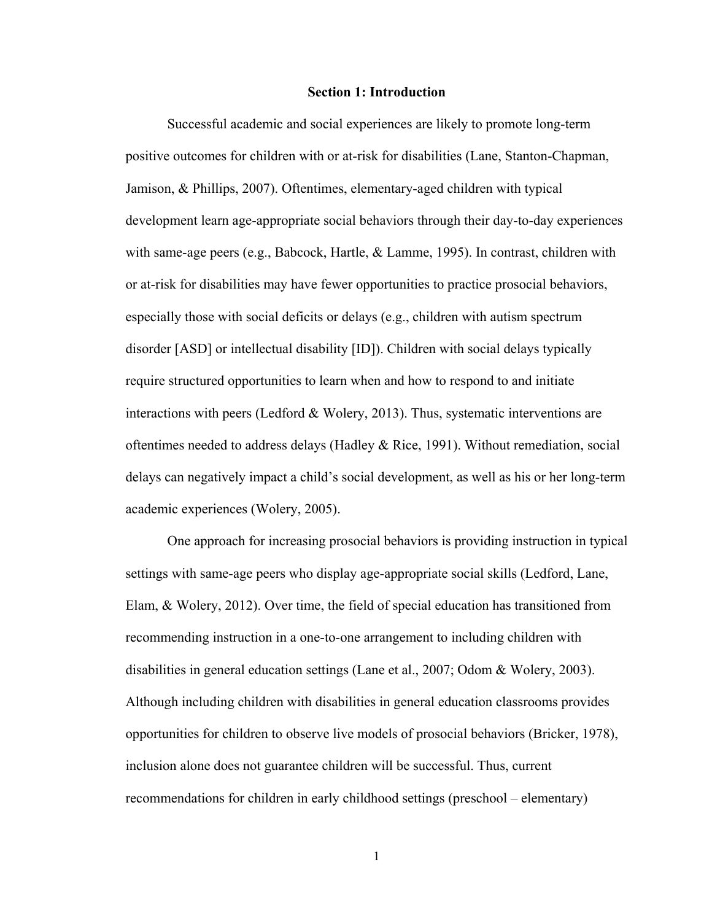# Section 1: Introduction

Successful academic and social experiences are likely to promote long-term positive outcomes for children with or at-risk for disabilities (Lane, Stanton-Chapman, Jamison, & Phillips, 2007). Oftentimes, elementary-aged children with typical development learn age-appropriate social behaviors through their day-to-day experiences with same-age peers (e.g., Babcock, Hartle, & Lamme, 1995). In contrast, children with or at-risk for disabilities may have fewer opportunities to practice prosocial behaviors, especially those with social deficits or delays (e.g., children with autism spectrum disorder [ASD] or intellectual disability [ID]). Children with social delays typically require structured opportunities to learn when and how to respond to and initiate interactions with peers (Ledford & Wolery, 2013). Thus, systematic interventions are oftentimes needed to address delays (Hadley & Rice, 1991). Without remediation, social delays can negatively impact a child's social development, as well as his or her long-term academic experiences (Wolery, 2005).

One approach for increasing prosocial behaviors is providing instruction in typical settings with same-age peers who display age-appropriate social skills (Ledford, Lane, Elam, & Wolery, 2012). Over time, the field of special education has transitioned from recommending instruction in a one-to-one arrangement to including children with disabilities in general education settings (Lane et al., 2007; Odom & Wolery, 2003). Although including children with disabilities in general education classrooms provides opportunities for children to observe live models of prosocial behaviors (Bricker, 1978), inclusion alone does not guarantee children will be successful. Thus, current recommendations for children in early childhood settings (preschool – elementary)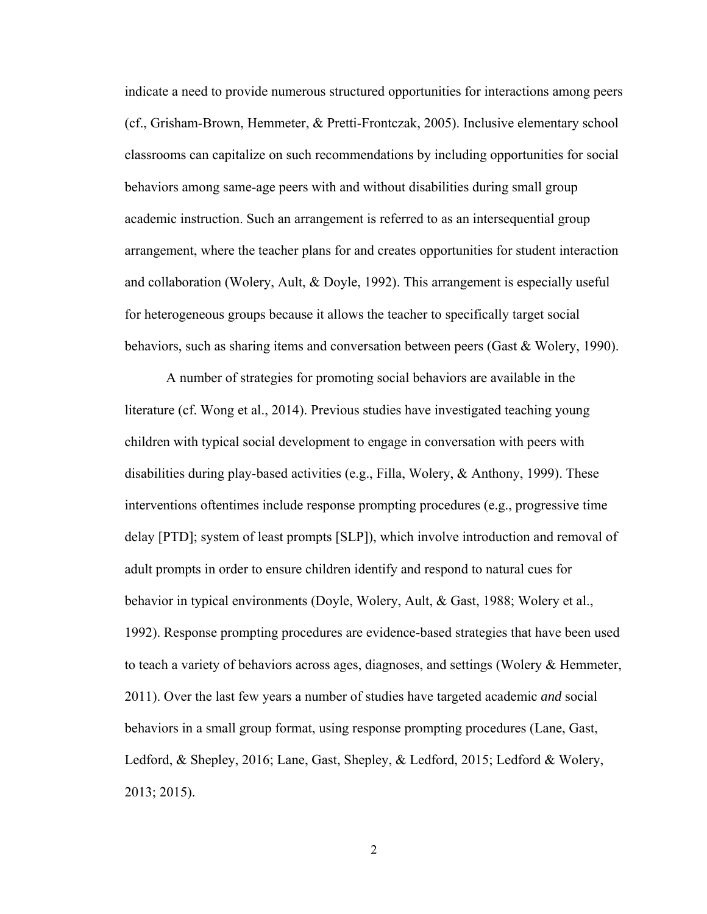indicate a need to provide numerous structured opportunities for interactions among peers (cf., Grisham-Brown, Hemmeter, & Pretti-Frontczak, 2005). Inclusive elementary school classrooms can capitalize on such recommendations by including opportunities for social behaviors among same-age peers with and without disabilities during small group academic instruction. Such an arrangement is referred to as an intersequential group arrangement, where the teacher plans for and creates opportunities for student interaction and collaboration (Wolery, Ault, & Doyle, 1992). This arrangement is especially useful for heterogeneous groups because it allows the teacher to specifically target social behaviors, such as sharing items and conversation between peers (Gast & Wolery, 1990).

A number of strategies for promoting social behaviors are available in the literature (cf. Wong et al., 2014). Previous studies have investigated teaching young children with typical social development to engage in conversation with peers with disabilities during play-based activities (e.g., Filla, Wolery, & Anthony, 1999). These interventions oftentimes include response prompting procedures (e.g., progressive time delay [PTD]; system of least prompts [SLP]), which involve introduction and removal of adult prompts in order to ensure children identify and respond to natural cues for behavior in typical environments (Doyle, Wolery, Ault, & Gast, 1988; Wolery et al., 1992). Response prompting procedures are evidence-based strategies that have been used to teach a variety of behaviors across ages, diagnoses, and settings (Wolery & Hemmeter, 2011). Over the last few years a number of studies have targeted academic *and* social behaviors in a small group format, using response prompting procedures (Lane, Gast, Ledford, & Shepley, 2016; Lane, Gast, Shepley, & Ledford, 2015; Ledford & Wolery, 2013; 2015).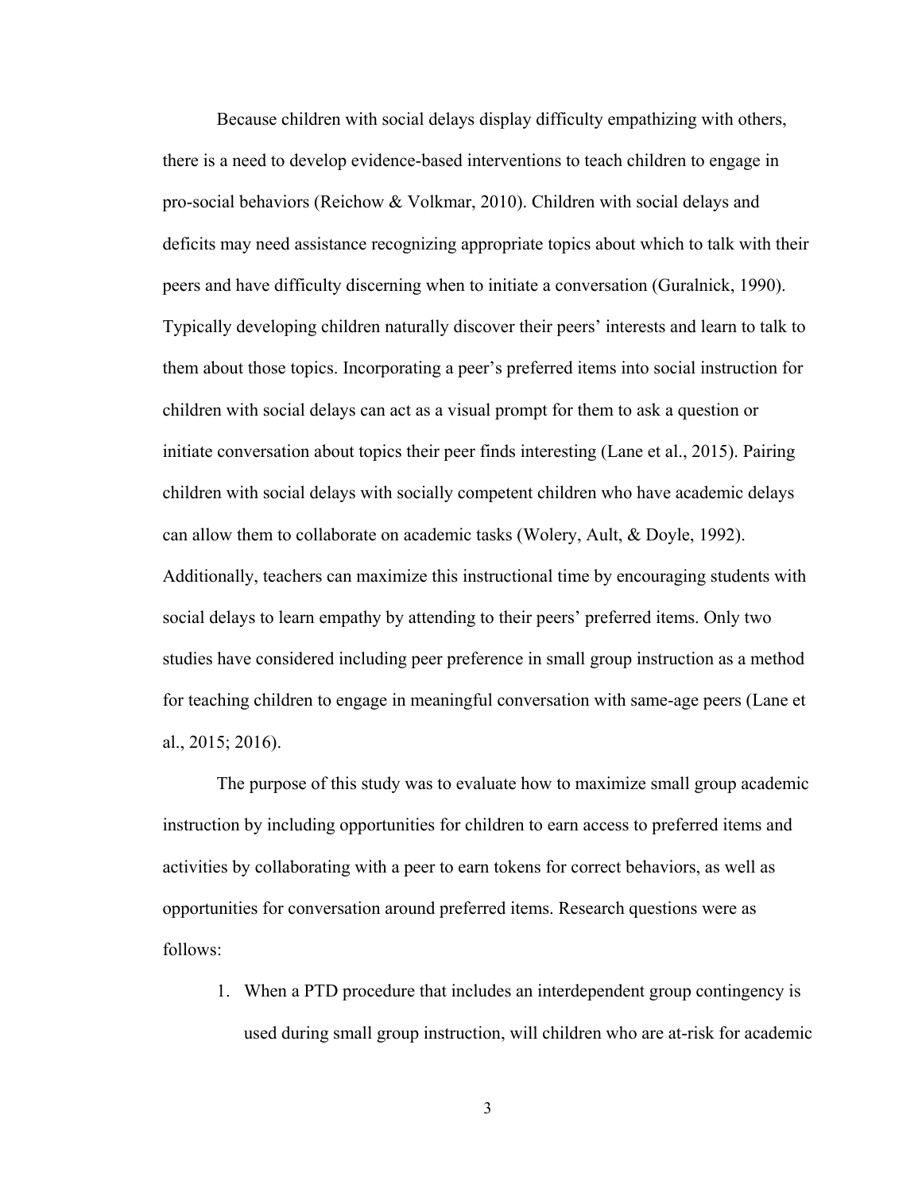Because children with social delays display difficulty empathizing with others, there is a need to develop evidence-based interventions to teach children to engage in pro-social behaviors (Reichow & Volkmar, 2010). Children with social delays and deficits may need assistance recognizing appropriate topics about which to talk with their peers and have difficulty discerning when to initiate a conversation (Guralnick, 1990). Typically developing children naturally discover their peers' interests and learn to talk to them about those topics. Incorporating a peer's preferred items into social instruction for children with social delays can act as a visual prompt for them to ask a question or initiate conversation about topics their peer finds interesting (Lane et al., 2015). Pairing children with social delays with socially competent children who have academic delays can allow them to collaborate on academic tasks (Wolery, Ault, & Doyle, 1992). Additionally, teachers can maximize this instructional time by encouraging students with social delays to learn empathy by attending to their peers' preferred items. Only two studies have considered including peer preference in small group instruction as a method for teaching children to engage in meaningful conversation with same-age peers (Lane et al., 2015; 2016).

The purpose of this study was to evaluate how to maximize small group academic instruction by including opportunities for children to earn access to preferred items and activities by collaborating with a peer to earn tokens for correct behaviors, as well as opportunities for conversation around preferred items. Research questions were as follows:

1. When a PTD procedure that includes an interdependent group contingency is used during small group instruction, will children who are at-risk for academic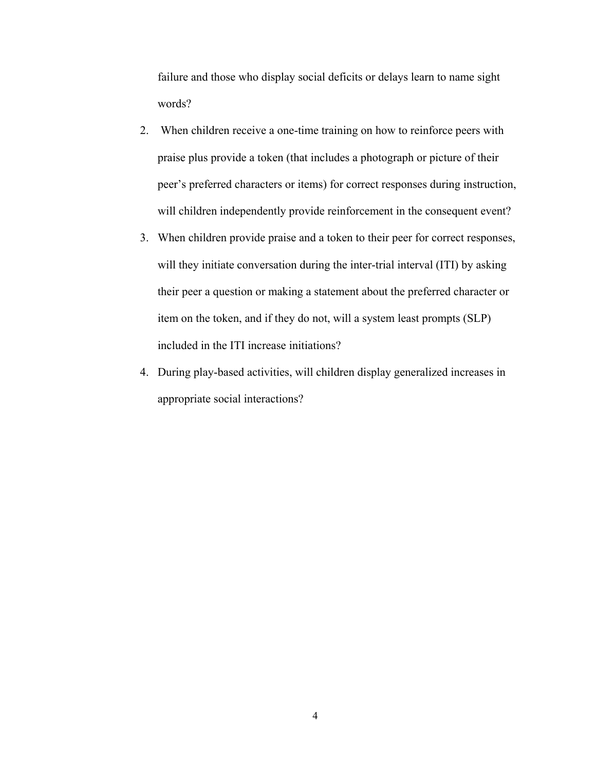failure and those who display social deficits or delays learn to name sight words?

2. When children receive a one-time training on how to reinforce peers with praise plus provide a token (that includes a photograph or picture of their peer's preferred characters or items) for correct responses during instruction, will children independently provide reinforcement in the consequent event?
3. When children provide praise and a token to their peer for correct responses, will they initiate conversation during the inter-trial interval (ITI) by asking their peer a question or making a statement about the preferred character or item on the token, and if they do not, will a system least prompts (SLP) included in the ITI increase initiations?
4. During play-based activities, will children display generalized increases in appropriate social interactions?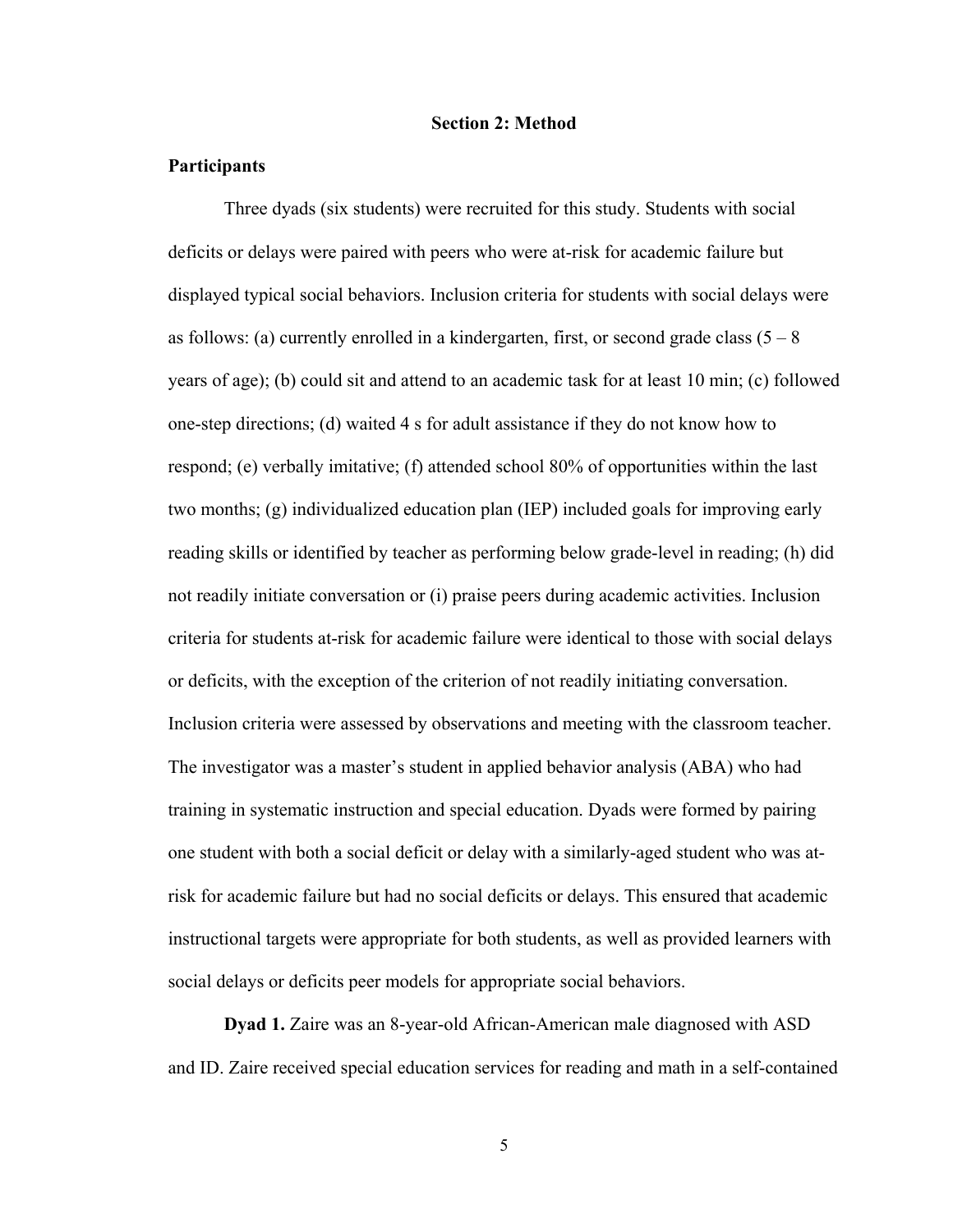## Section 2: Method

### Participants

Three dyads (six students) were recruited for this study. Students with social deficits or delays were paired with peers who were at-risk for academic failure but displayed typical social behaviors. Inclusion criteria for students with social delays were as follows: (a) currently enrolled in a kindergarten, first, or second grade class (5 – 8 years of age); (b) could sit and attend to an academic task for at least 10 min; (c) followed one-step directions; (d) waited 4 s for adult assistance if they do not know how to respond; (e) verbally imitative; (f) attended school 80% of opportunities within the last two months; (g) individualized education plan (IEP) included goals for improving early reading skills or identified by teacher as performing below grade-level in reading; (h) did not readily initiate conversation or (i) praise peers during academic activities. Inclusion criteria for students at-risk for academic failure were identical to those with social delays or deficits, with the exception of the criterion of not readily initiating conversation. Inclusion criteria were assessed by observations and meeting with the classroom teacher. The investigator was a master's student in applied behavior analysis (ABA) who had training in systematic instruction and special education. Dyads were formed by pairing one student with both a social deficit or delay with a similarly-aged student who was at-risk for academic failure but had no social deficits or delays. This ensured that academic instructional targets were appropriate for both students, as well as provided learners with social delays or deficits peer models for appropriate social behaviors.

**Dyad 1.** Zaire was an 8-year-old African-American male diagnosed with ASD and ID. Zaire received special education services for reading and math in a self-contained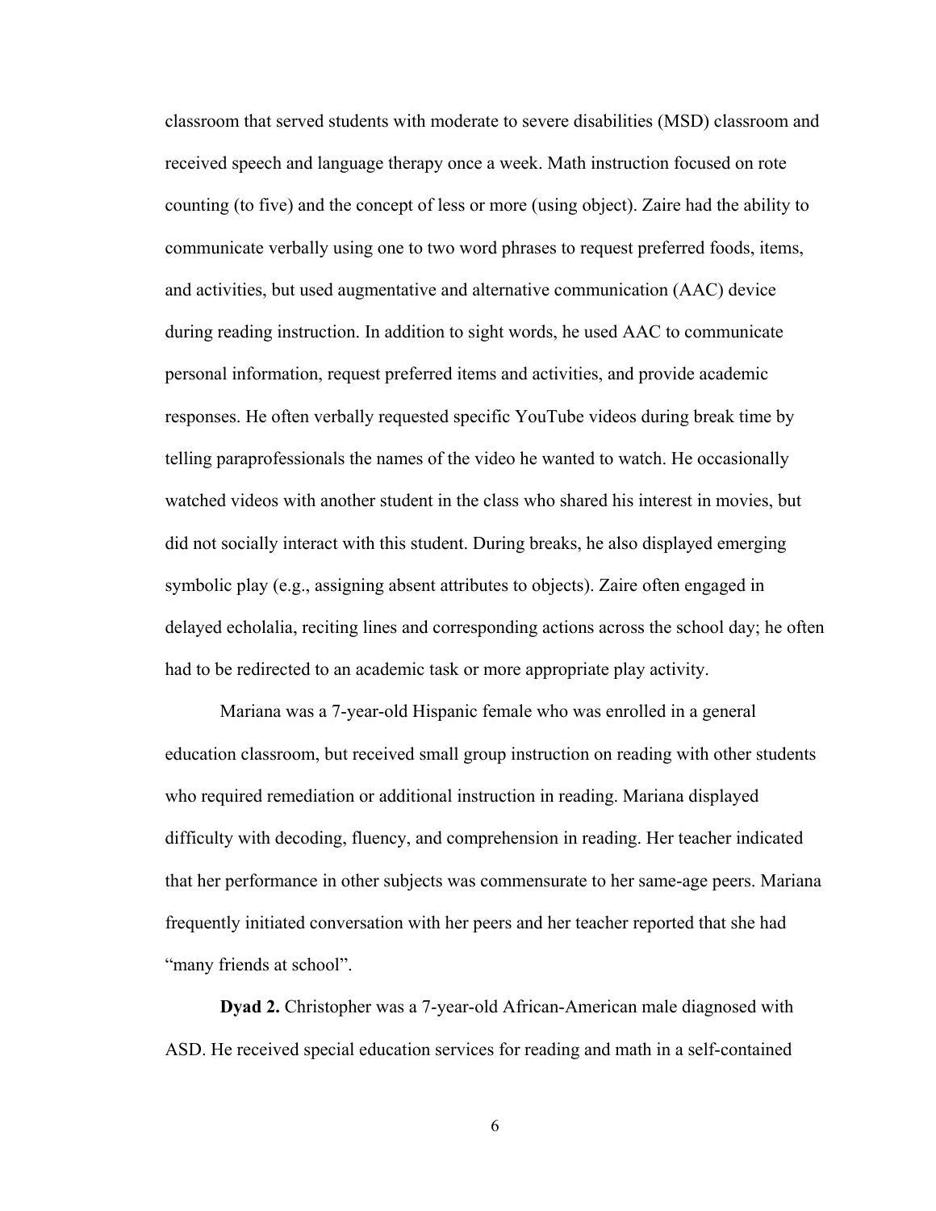classroom that served students with moderate to severe disabilities (MSD) classroom and received speech and language therapy once a week. Math instruction focused on rote counting (to five) and the concept of less or more (using object). Zaire had the ability to communicate verbally using one to two word phrases to request preferred foods, items, and activities, but used augmentative and alternative communication (AAC) device during reading instruction. In addition to sight words, he used AAC to communicate personal information, request preferred items and activities, and provide academic responses. He often verbally requested specific YouTube videos during break time by telling paraprofessionals the names of the video he wanted to watch. He occasionally watched videos with another student in the class who shared his interest in movies, but did not socially interact with this student. During breaks, he also displayed emerging symbolic play (e.g., assigning absent attributes to objects). Zaire often engaged in delayed echolalia, reciting lines and corresponding actions across the school day; he often had to be redirected to an academic task or more appropriate play activity.

Mariana was a 7-year-old Hispanic female who was enrolled in a general education classroom, but received small group instruction on reading with other students who required remediation or additional instruction in reading. Mariana displayed difficulty with decoding, fluency, and comprehension in reading. Her teacher indicated that her performance in other subjects was commensurate to her same-age peers. Mariana frequently initiated conversation with her peers and her teacher reported that she had "many friends at school".

**Dyad 2.** Christopher was a 7-year-old African-American male diagnosed with ASD. He received special education services for reading and math in a self-contained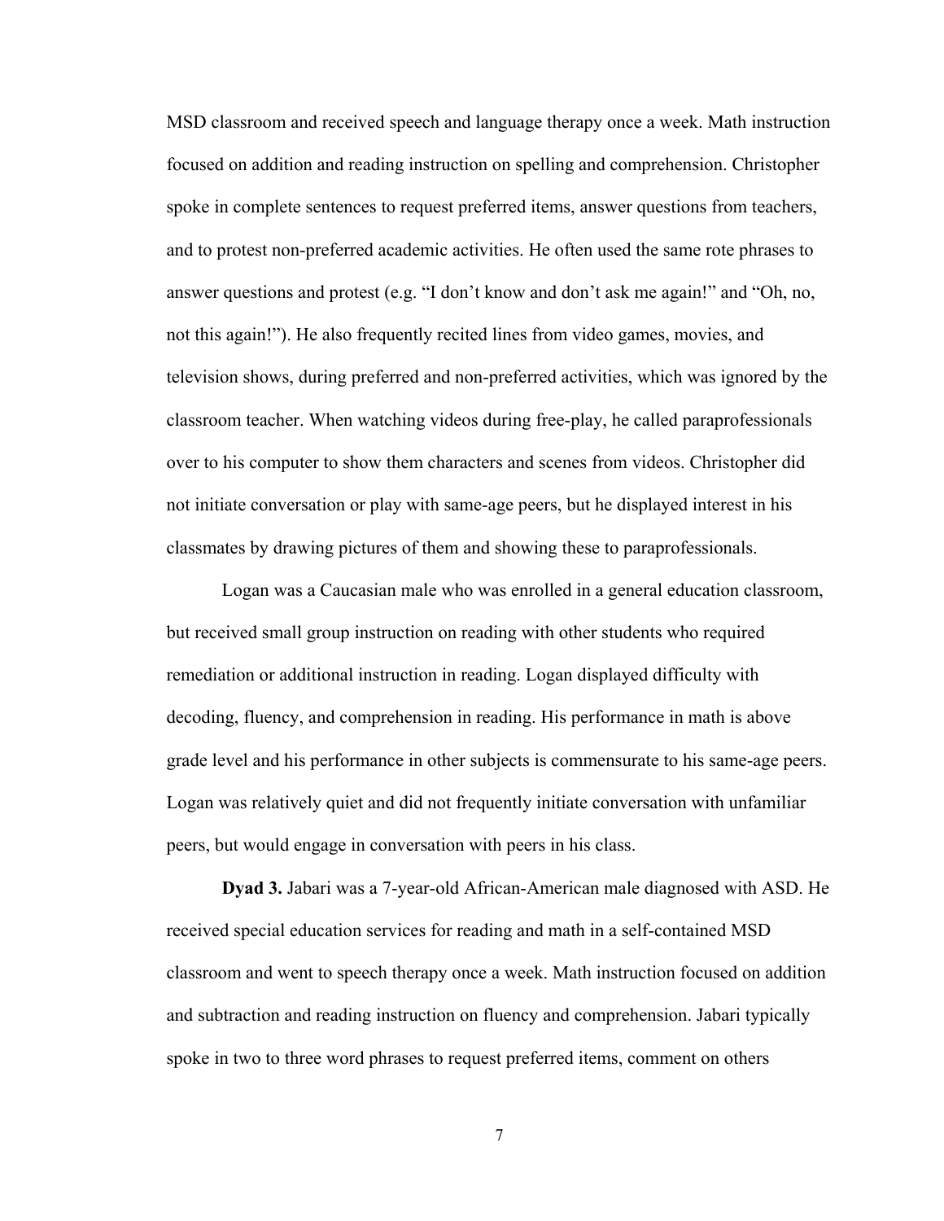MSD classroom and received speech and language therapy once a week. Math instruction focused on addition and reading instruction on spelling and comprehension. Christopher spoke in complete sentences to request preferred items, answer questions from teachers, and to protest non-preferred academic activities. He often used the same rote phrases to answer questions and protest (e.g. "I don't know and don't ask me again!" and "Oh, no, not this again!"). He also frequently recited lines from video games, movies, and television shows, during preferred and non-preferred activities, which was ignored by the classroom teacher. When watching videos during free-play, he called paraprofessionals over to his computer to show them characters and scenes from videos. Christopher did not initiate conversation or play with same-age peers, but he displayed interest in his classmates by drawing pictures of them and showing these to paraprofessionals.

Logan was a Caucasian male who was enrolled in a general education classroom, but received small group instruction on reading with other students who required remediation or additional instruction in reading. Logan displayed difficulty with decoding, fluency, and comprehension in reading. His performance in math is above grade level and his performance in other subjects is commensurate to his same-age peers. Logan was relatively quiet and did not frequently initiate conversation with unfamiliar peers, but would engage in conversation with peers in his class.

**Dyad 3.** Jabari was a 7-year-old African-American male diagnosed with ASD. He received special education services for reading and math in a self-contained MSD classroom and went to speech therapy once a week. Math instruction focused on addition and subtraction and reading instruction on fluency and comprehension. Jabari typically spoke in two to three word phrases to request preferred items, comment on others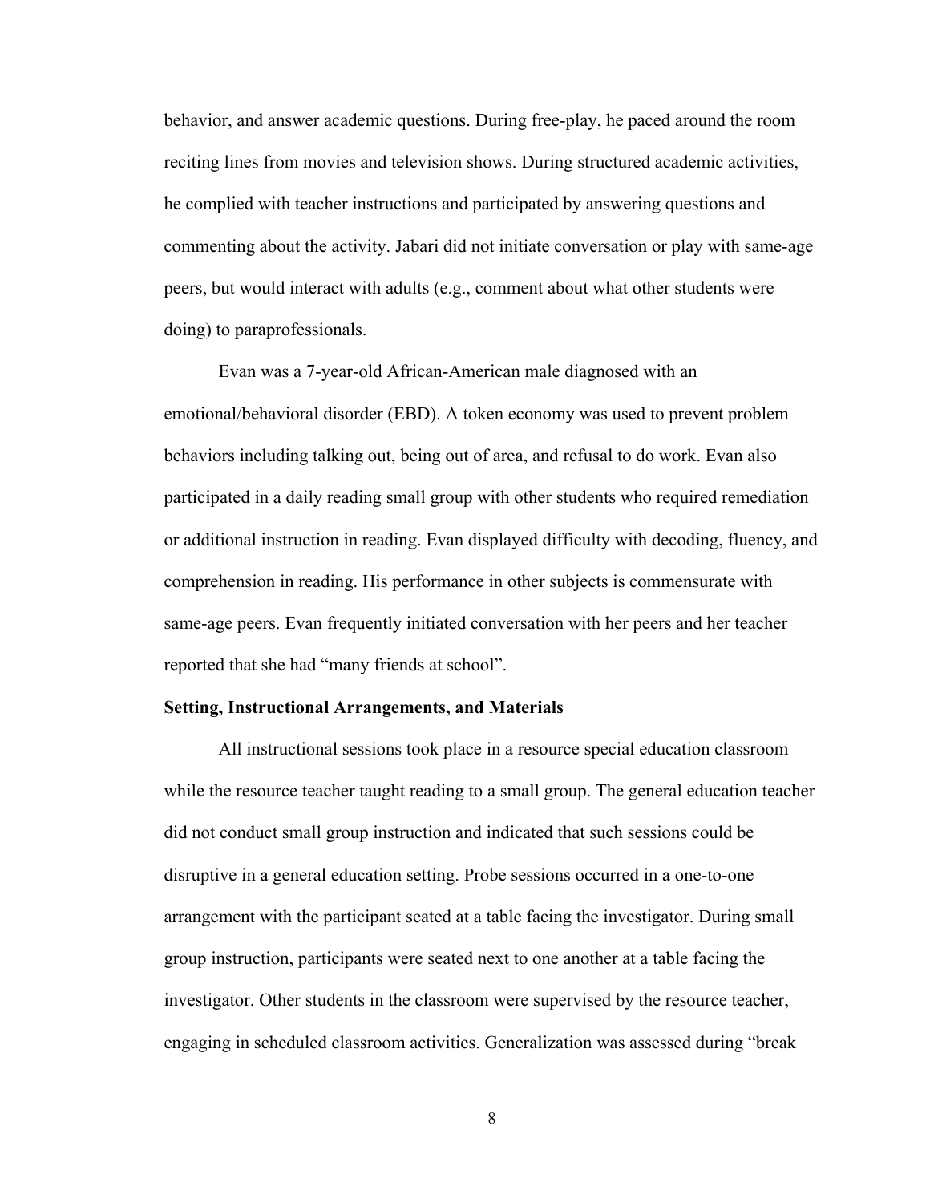behavior, and answer academic questions. During free-play, he paced around the room reciting lines from movies and television shows. During structured academic activities, he complied with teacher instructions and participated by answering questions and commenting about the activity. Jabari did not initiate conversation or play with same-age peers, but would interact with adults (e.g., comment about what other students were doing) to paraprofessionals.

Evan was a 7-year-old African-American male diagnosed with an emotional/behavioral disorder (EBD). A token economy was used to prevent problem behaviors including talking out, being out of area, and refusal to do work. Evan also participated in a daily reading small group with other students who required remediation or additional instruction in reading. Evan displayed difficulty with decoding, fluency, and comprehension in reading. His performance in other subjects is commensurate with same-age peers. Evan frequently initiated conversation with her peers and her teacher reported that she had "many friends at school".

**Setting, Instructional Arrangements, and Materials**

All instructional sessions took place in a resource special education classroom while the resource teacher taught reading to a small group. The general education teacher did not conduct small group instruction and indicated that such sessions could be disruptive in a general education setting. Probe sessions occurred in a one-to-one arrangement with the participant seated at a table facing the investigator. During small group instruction, participants were seated next to one another at a table facing the investigator. Other students in the classroom were supervised by the resource teacher, engaging in scheduled classroom activities. Generalization was assessed during "break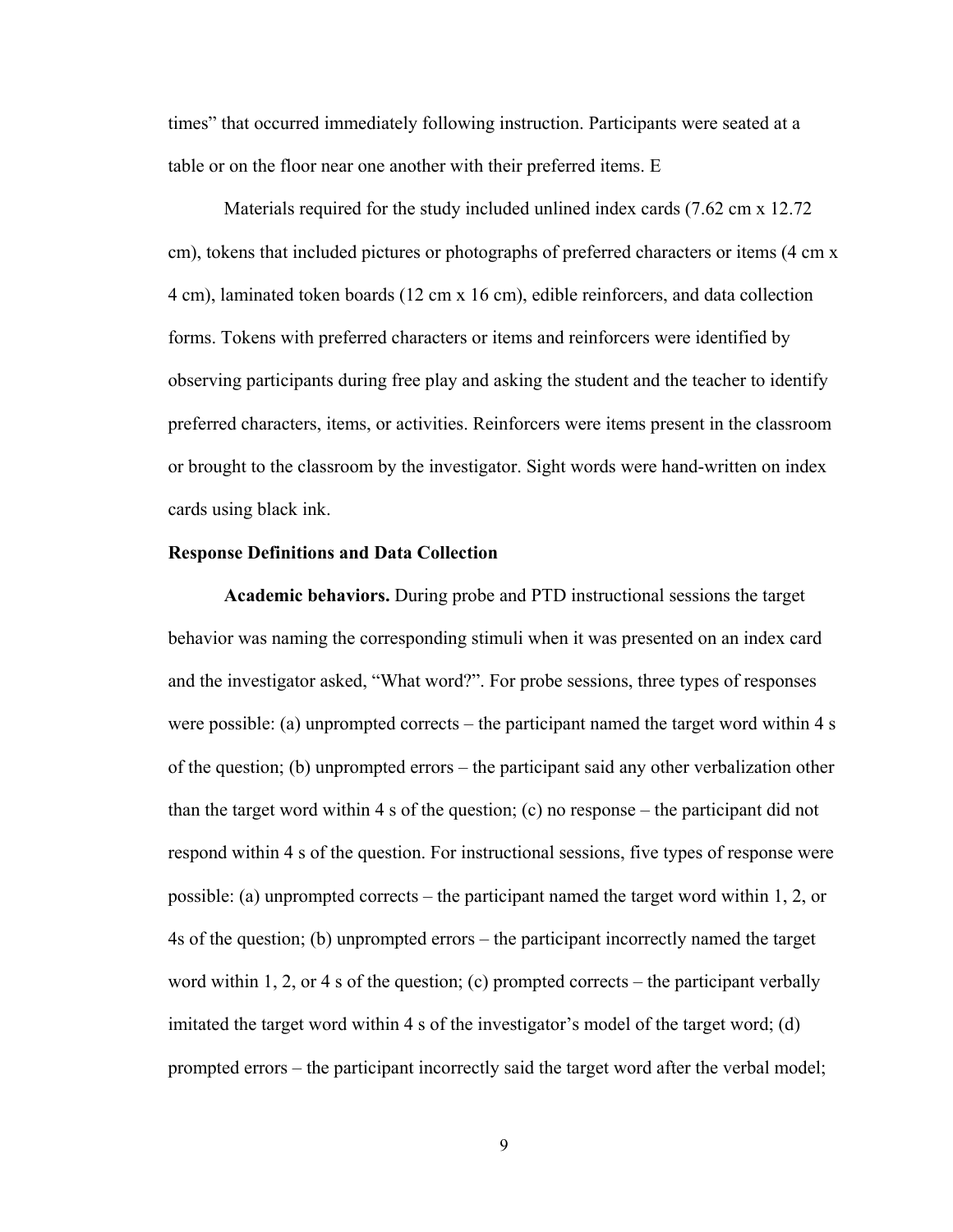times" that occurred immediately following instruction. Participants were seated at a table or on the floor near one another with their preferred items. E

Materials required for the study included unlined index cards (7.62 cm x 12.72 cm), tokens that included pictures or photographs of preferred characters or items (4 cm x 4 cm), laminated token boards (12 cm x 16 cm), edible reinforcers, and data collection forms. Tokens with preferred characters or items and reinforcers were identified by observing participants during free play and asking the student and the teacher to identify preferred characters, items, or activities. Reinforcers were items present in the classroom or brought to the classroom by the investigator. Sight words were hand-written on index cards using black ink.

**Response Definitions and Data Collection**

**Academic behaviors.** During probe and PTD instructional sessions the target behavior was naming the corresponding stimuli when it was presented on an index card and the investigator asked, "What word?". For probe sessions, three types of responses were possible: (a) unprompted corrects – the participant named the target word within 4 s of the question; (b) unprompted errors – the participant said any other verbalization other than the target word within 4 s of the question; (c) no response – the participant did not respond within 4 s of the question. For instructional sessions, five types of response were possible: (a) unprompted corrects – the participant named the target word within 1, 2, or 4s of the question; (b) unprompted errors – the participant incorrectly named the target word within 1, 2, or 4 s of the question; (c) prompted corrects – the participant verbally imitated the target word within 4 s of the investigator's model of the target word; (d) prompted errors – the participant incorrectly said the target word after the verbal model;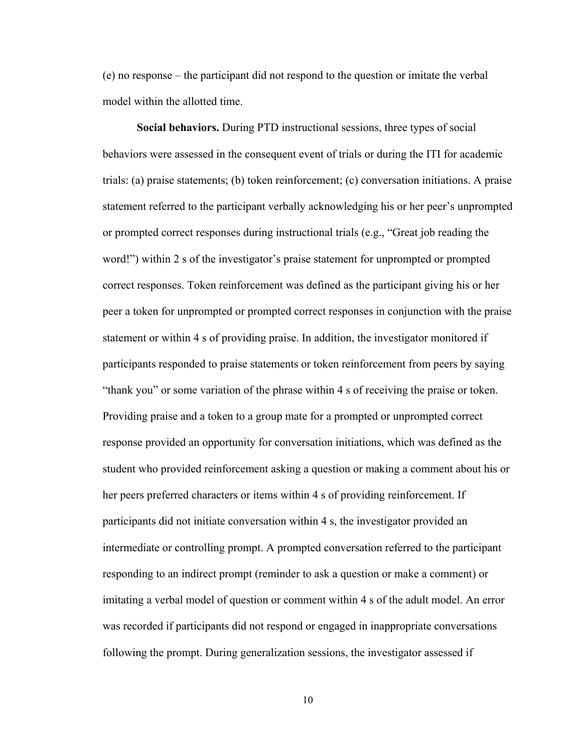(e) no response – the participant did not respond to the question or imitate the verbal model within the allotted time.

**Social behaviors.** During PTD instructional sessions, three types of social behaviors were assessed in the consequent event of trials or during the ITI for academic trials: (a) praise statements; (b) token reinforcement; (c) conversation initiations. A praise statement referred to the participant verbally acknowledging his or her peer's unprompted or prompted correct responses during instructional trials (e.g., "Great job reading the word!") within 2 s of the investigator's praise statement for unprompted or prompted correct responses. Token reinforcement was defined as the participant giving his or her peer a token for unprompted or prompted correct responses in conjunction with the praise statement or within 4 s of providing praise. In addition, the investigator monitored if participants responded to praise statements or token reinforcement from peers by saying "thank you" or some variation of the phrase within 4 s of receiving the praise or token. Providing praise and a token to a group mate for a prompted or unprompted correct response provided an opportunity for conversation initiations, which was defined as the student who provided reinforcement asking a question or making a comment about his or her peers preferred characters or items within 4 s of providing reinforcement. If participants did not initiate conversation within 4 s, the investigator provided an intermediate or controlling prompt. A prompted conversation referred to the participant responding to an indirect prompt (reminder to ask a question or make a comment) or imitating a verbal model of question or comment within 4 s of the adult model. An error was recorded if participants did not respond or engaged in inappropriate conversations following the prompt. During generalization sessions, the investigator assessed if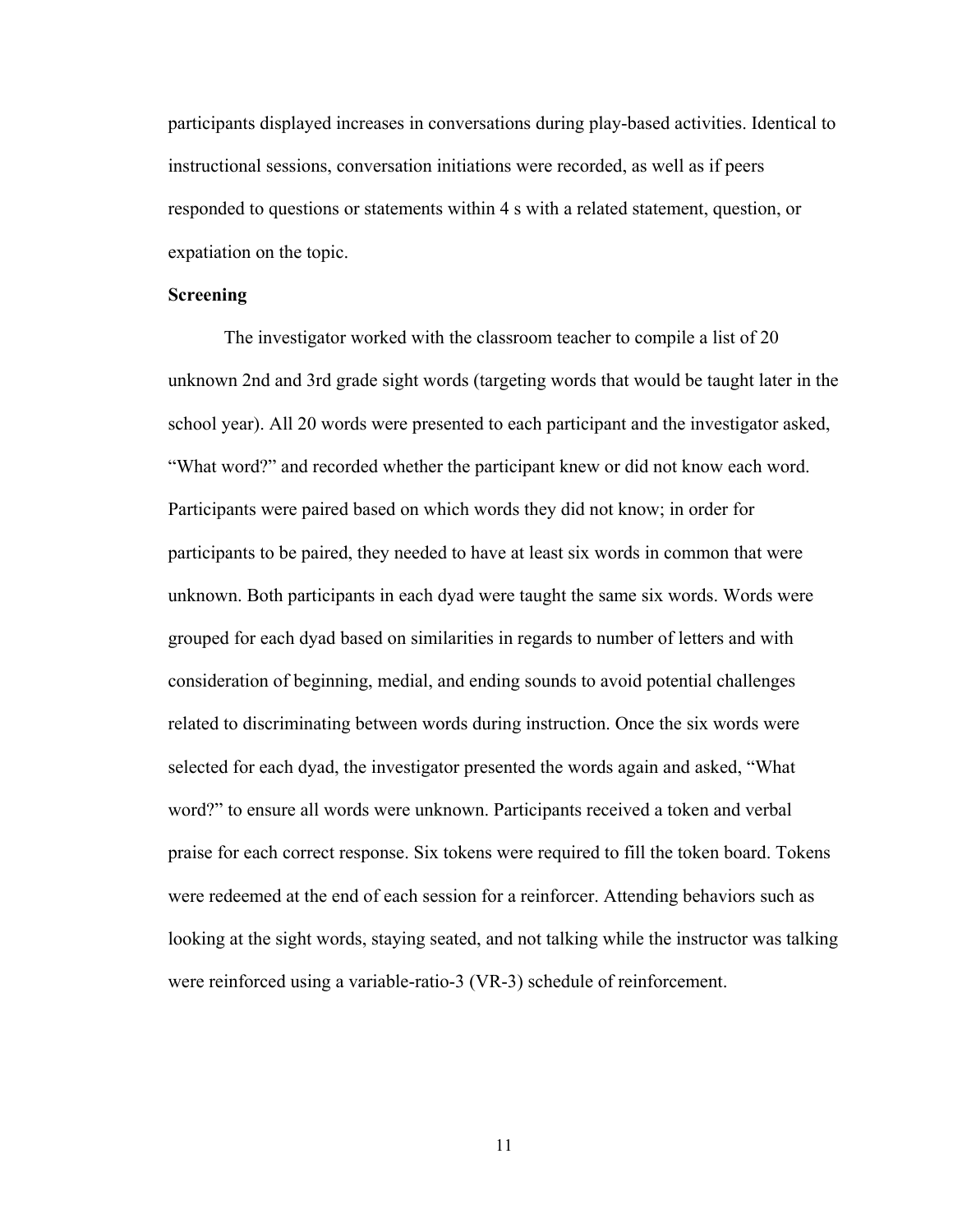participants displayed increases in conversations during play-based activities. Identical to instructional sessions, conversation initiations were recorded, as well as if peers responded to questions or statements within 4 s with a related statement, question, or expatiation on the topic.

**Screening**

The investigator worked with the classroom teacher to compile a list of 20 unknown 2nd and 3rd grade sight words (targeting words that would be taught later in the school year). All 20 words were presented to each participant and the investigator asked, "What word?" and recorded whether the participant knew or did not know each word. Participants were paired based on which words they did not know; in order for participants to be paired, they needed to have at least six words in common that were unknown. Both participants in each dyad were taught the same six words. Words were grouped for each dyad based on similarities in regards to number of letters and with consideration of beginning, medial, and ending sounds to avoid potential challenges related to discriminating between words during instruction. Once the six words were selected for each dyad, the investigator presented the words again and asked, "What word?" to ensure all words were unknown. Participants received a token and verbal praise for each correct response. Six tokens were required to fill the token board. Tokens were redeemed at the end of each session for a reinforcer. Attending behaviors such as looking at the sight words, staying seated, and not talking while the instructor was talking were reinforced using a variable-ratio-3 (VR-3) schedule of reinforcement.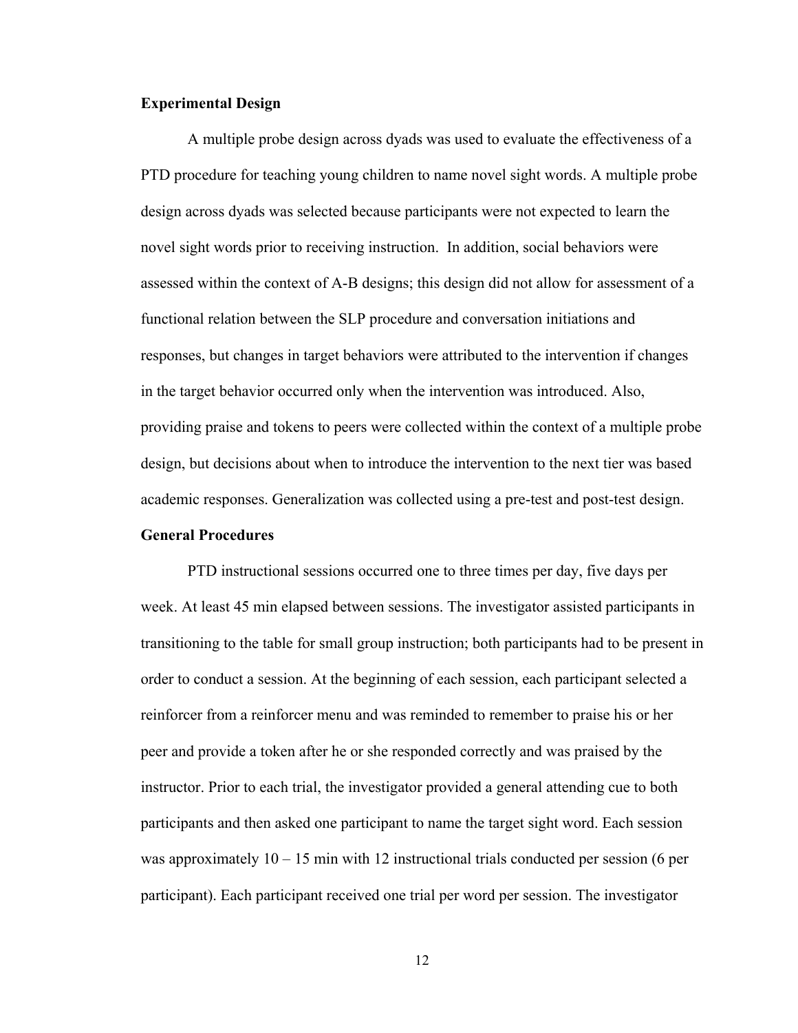**Experimental Design**

A multiple probe design across dyads was used to evaluate the effectiveness of a PTD procedure for teaching young children to name novel sight words. A multiple probe design across dyads was selected because participants were not expected to learn the novel sight words prior to receiving instruction. In addition, social behaviors were assessed within the context of A-B designs; this design did not allow for assessment of a functional relation between the SLP procedure and conversation initiations and responses, but changes in target behaviors were attributed to the intervention if changes in the target behavior occurred only when the intervention was introduced. Also, providing praise and tokens to peers were collected within the context of a multiple probe design, but decisions about when to introduce the intervention to the next tier was based academic responses. Generalization was collected using a pre-test and post-test design.

**General Procedures**

PTD instructional sessions occurred one to three times per day, five days per week. At least 45 min elapsed between sessions. The investigator assisted participants in transitioning to the table for small group instruction; both participants had to be present in order to conduct a session. At the beginning of each session, each participant selected a reinforcer from a reinforcer menu and was reminded to remember to praise his or her peer and provide a token after he or she responded correctly and was praised by the instructor. Prior to each trial, the investigator provided a general attending cue to both participants and then asked one participant to name the target sight word. Each session was approximately 10 – 15 min with 12 instructional trials conducted per session (6 per participant). Each participant received one trial per word per session. The investigator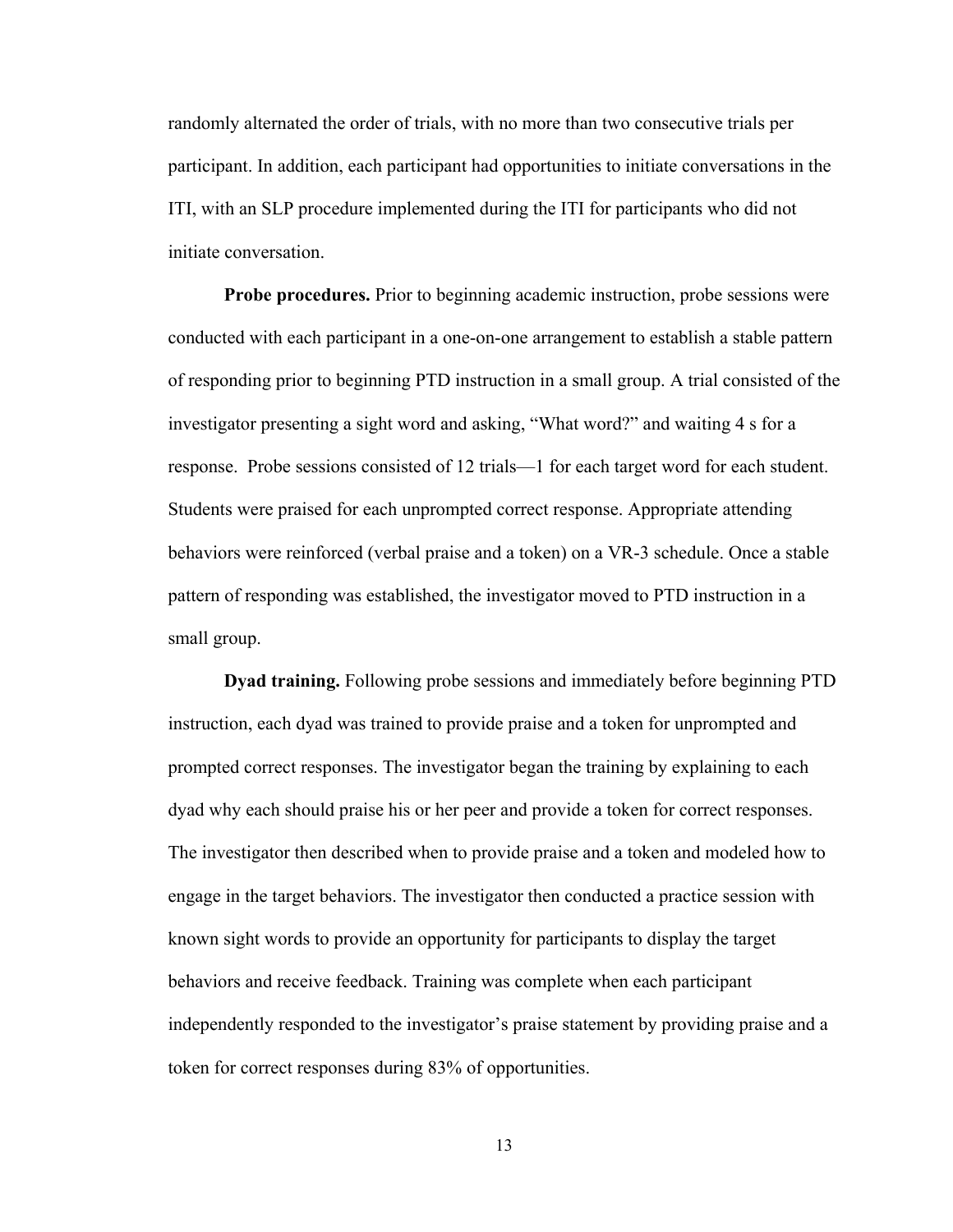randomly alternated the order of trials, with no more than two consecutive trials per participant. In addition, each participant had opportunities to initiate conversations in the ITI, with an SLP procedure implemented during the ITI for participants who did not initiate conversation.

**Probe procedures.** Prior to beginning academic instruction, probe sessions were conducted with each participant in a one-on-one arrangement to establish a stable pattern of responding prior to beginning PTD instruction in a small group. A trial consisted of the investigator presenting a sight word and asking, "What word?" and waiting 4 s for a response. Probe sessions consisted of 12 trials—1 for each target word for each student. Students were praised for each unprompted correct response. Appropriate attending behaviors were reinforced (verbal praise and a token) on a VR-3 schedule. Once a stable pattern of responding was established, the investigator moved to PTD instruction in a small group.

**Dyad training.** Following probe sessions and immediately before beginning PTD instruction, each dyad was trained to provide praise and a token for unprompted and prompted correct responses. The investigator began the training by explaining to each dyad why each should praise his or her peer and provide a token for correct responses. The investigator then described when to provide praise and a token and modeled how to engage in the target behaviors. The investigator then conducted a practice session with known sight words to provide an opportunity for participants to display the target behaviors and receive feedback. Training was complete when each participant independently responded to the investigator's praise statement by providing praise and a token for correct responses during 83% of opportunities.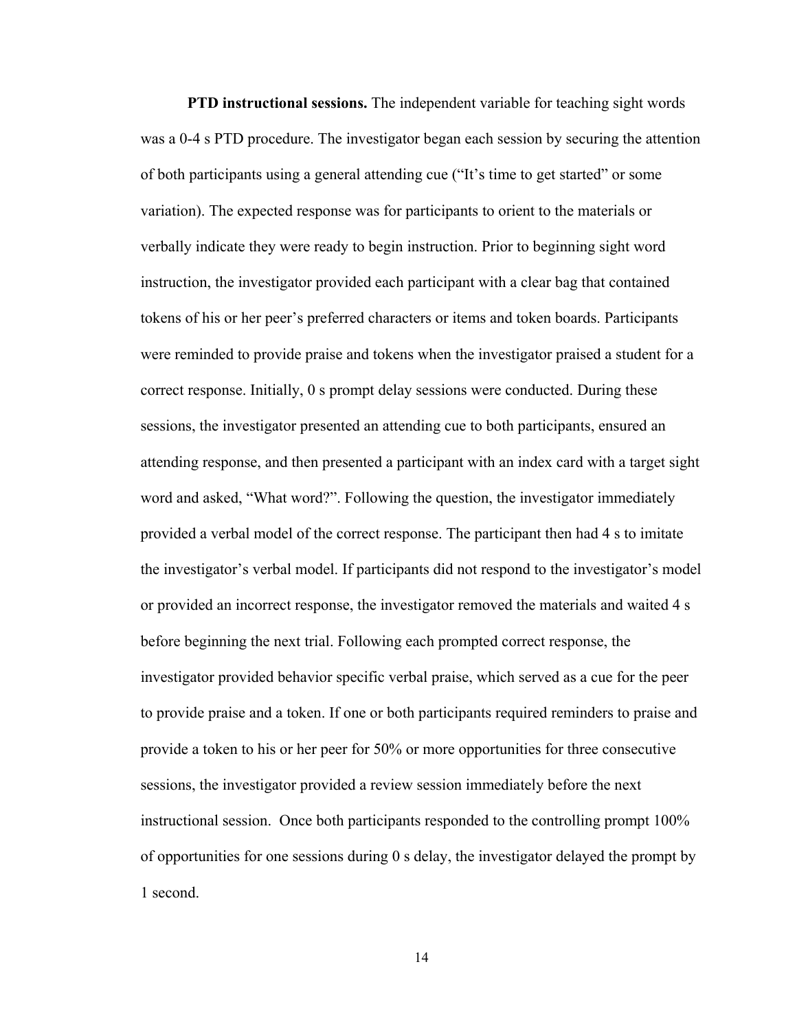**PTD instructional sessions.** The independent variable for teaching sight words was a 0-4 s PTD procedure. The investigator began each session by securing the attention of both participants using a general attending cue ("It's time to get started" or some variation). The expected response was for participants to orient to the materials or verbally indicate they were ready to begin instruction. Prior to beginning sight word instruction, the investigator provided each participant with a clear bag that contained tokens of his or her peer's preferred characters or items and token boards. Participants were reminded to provide praise and tokens when the investigator praised a student for a correct response. Initially, 0 s prompt delay sessions were conducted. During these sessions, the investigator presented an attending cue to both participants, ensured an attending response, and then presented a participant with an index card with a target sight word and asked, "What word?". Following the question, the investigator immediately provided a verbal model of the correct response. The participant then had 4 s to imitate the investigator's verbal model. If participants did not respond to the investigator's model or provided an incorrect response, the investigator removed the materials and waited 4 s before beginning the next trial. Following each prompted correct response, the investigator provided behavior specific verbal praise, which served as a cue for the peer to provide praise and a token. If one or both participants required reminders to praise and provide a token to his or her peer for 50% or more opportunities for three consecutive sessions, the investigator provided a review session immediately before the next instructional session. Once both participants responded to the controlling prompt 100% of opportunities for one sessions during 0 s delay, the investigator delayed the prompt by 1 second.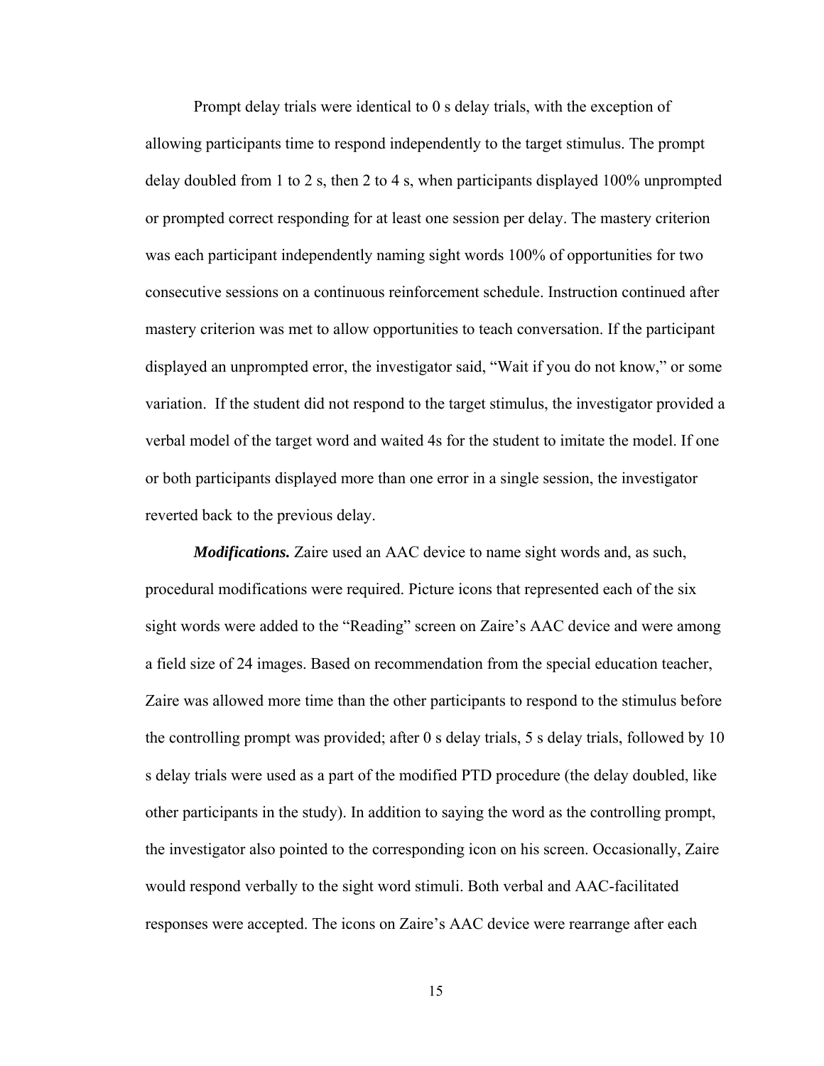Prompt delay trials were identical to 0 s delay trials, with the exception of allowing participants time to respond independently to the target stimulus. The prompt delay doubled from 1 to 2 s, then 2 to 4 s, when participants displayed 100% unprompted or prompted correct responding for at least one session per delay. The mastery criterion was each participant independently naming sight words 100% of opportunities for two consecutive sessions on a continuous reinforcement schedule. Instruction continued after mastery criterion was met to allow opportunities to teach conversation. If the participant displayed an unprompted error, the investigator said, "Wait if you do not know," or some variation. If the student did not respond to the target stimulus, the investigator provided a verbal model of the target word and waited 4s for the student to imitate the model. If one or both participants displayed more than one error in a single session, the investigator reverted back to the previous delay.

***Modifications.*** Zaire used an AAC device to name sight words and, as such, procedural modifications were required. Picture icons that represented each of the six sight words were added to the "Reading" screen on Zaire's AAC device and were among a field size of 24 images. Based on recommendation from the special education teacher, Zaire was allowed more time than the other participants to respond to the stimulus before the controlling prompt was provided; after 0 s delay trials, 5 s delay trials, followed by 10 s delay trials were used as a part of the modified PTD procedure (the delay doubled, like other participants in the study). In addition to saying the word as the controlling prompt, the investigator also pointed to the corresponding icon on his screen. Occasionally, Zaire would respond verbally to the sight word stimuli. Both verbal and AAC-facilitated responses were accepted. The icons on Zaire's AAC device were rearrange after each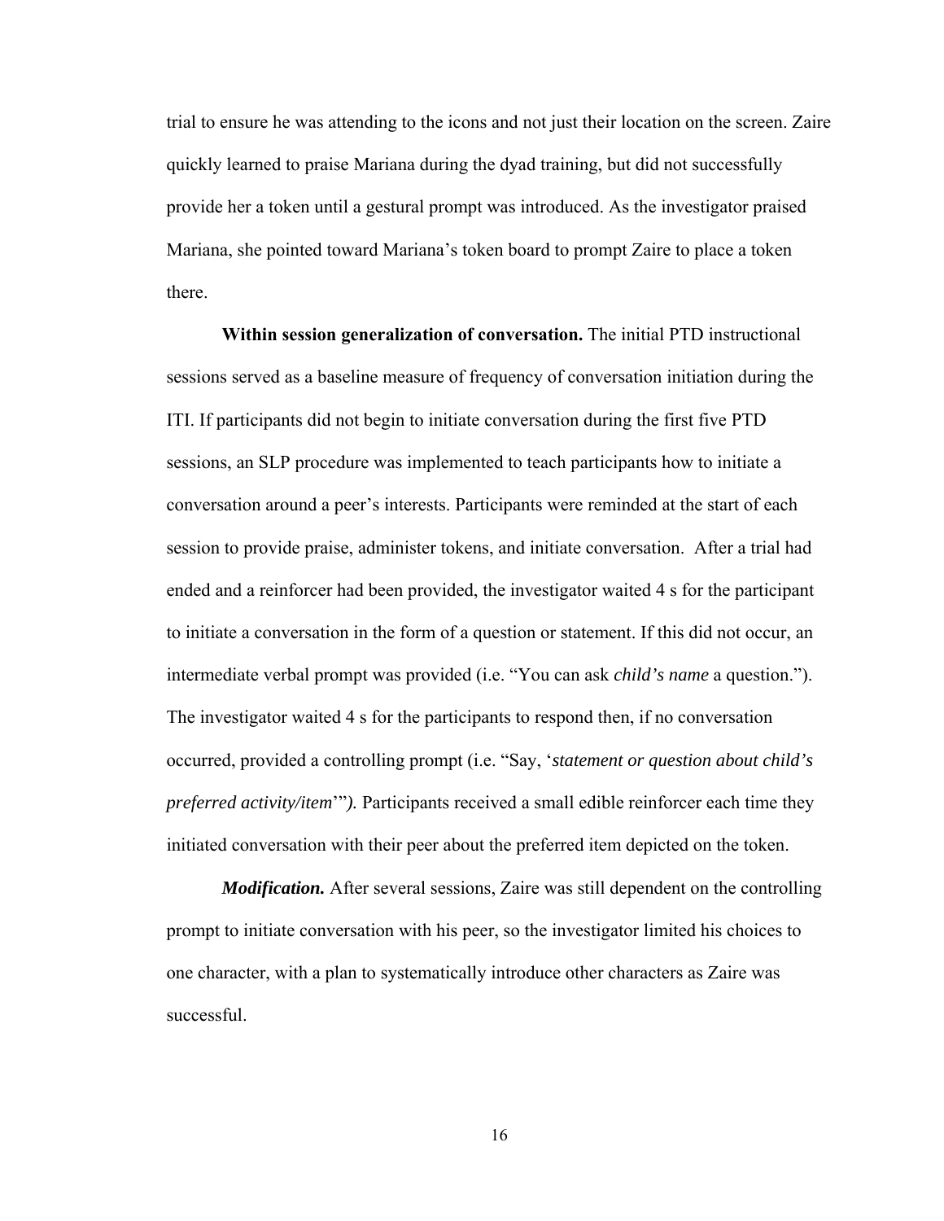trial to ensure he was attending to the icons and not just their location on the screen. Zaire quickly learned to praise Mariana during the dyad training, but did not successfully provide her a token until a gestural prompt was introduced. As the investigator praised Mariana, she pointed toward Mariana's token board to prompt Zaire to place a token there.

**Within session generalization of conversation.** The initial PTD instructional sessions served as a baseline measure of frequency of conversation initiation during the ITI. If participants did not begin to initiate conversation during the first five PTD sessions, an SLP procedure was implemented to teach participants how to initiate a conversation around a peer's interests. Participants were reminded at the start of each session to provide praise, administer tokens, and initiate conversation. After a trial had ended and a reinforcer had been provided, the investigator waited 4 s for the participant to initiate a conversation in the form of a question or statement. If this did not occur, an intermediate verbal prompt was provided (i.e. "You can ask *child's name* a question."). The investigator waited 4 s for the participants to respond then, if no conversation occurred, provided a controlling prompt (i.e. "Say, '*statement or question about child's preferred activity/item*'"*).* Participants received a small edible reinforcer each time they initiated conversation with their peer about the preferred item depicted on the token.

***Modification.*** After several sessions, Zaire was still dependent on the controlling prompt to initiate conversation with his peer, so the investigator limited his choices to one character, with a plan to systematically introduce other characters as Zaire was successful.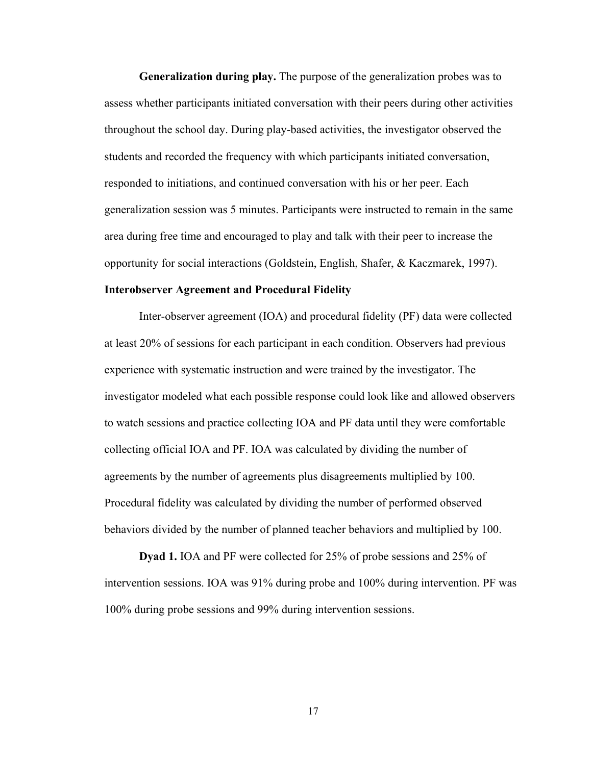**Generalization during play.** The purpose of the generalization probes was to assess whether participants initiated conversation with their peers during other activities throughout the school day. During play-based activities, the investigator observed the students and recorded the frequency with which participants initiated conversation, responded to initiations, and continued conversation with his or her peer. Each generalization session was 5 minutes. Participants were instructed to remain in the same area during free time and encouraged to play and talk with their peer to increase the opportunity for social interactions (Goldstein, English, Shafer, & Kaczmarek, 1997).

### Interobserver Agreement and Procedural Fidelity

Inter-observer agreement (IOA) and procedural fidelity (PF) data were collected at least 20% of sessions for each participant in each condition. Observers had previous experience with systematic instruction and were trained by the investigator. The investigator modeled what each possible response could look like and allowed observers to watch sessions and practice collecting IOA and PF data until they were comfortable collecting official IOA and PF. IOA was calculated by dividing the number of agreements by the number of agreements plus disagreements multiplied by 100. Procedural fidelity was calculated by dividing the number of performed observed behaviors divided by the number of planned teacher behaviors and multiplied by 100.

**Dyad 1.** IOA and PF were collected for 25% of probe sessions and 25% of intervention sessions. IOA was 91% during probe and 100% during intervention. PF was 100% during probe sessions and 99% during intervention sessions.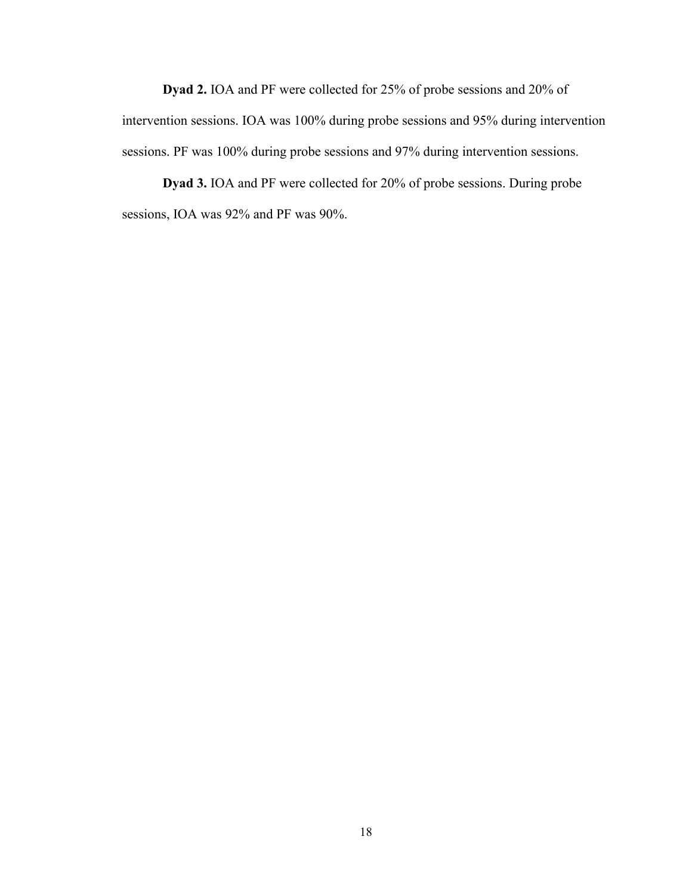**Dyad 2.** IOA and PF were collected for 25% of probe sessions and 20% of intervention sessions. IOA was 100% during probe sessions and 95% during intervention sessions. PF was 100% during probe sessions and 97% during intervention sessions.

**Dyad 3.** IOA and PF were collected for 20% of probe sessions. During probe sessions, IOA was 92% and PF was 90%.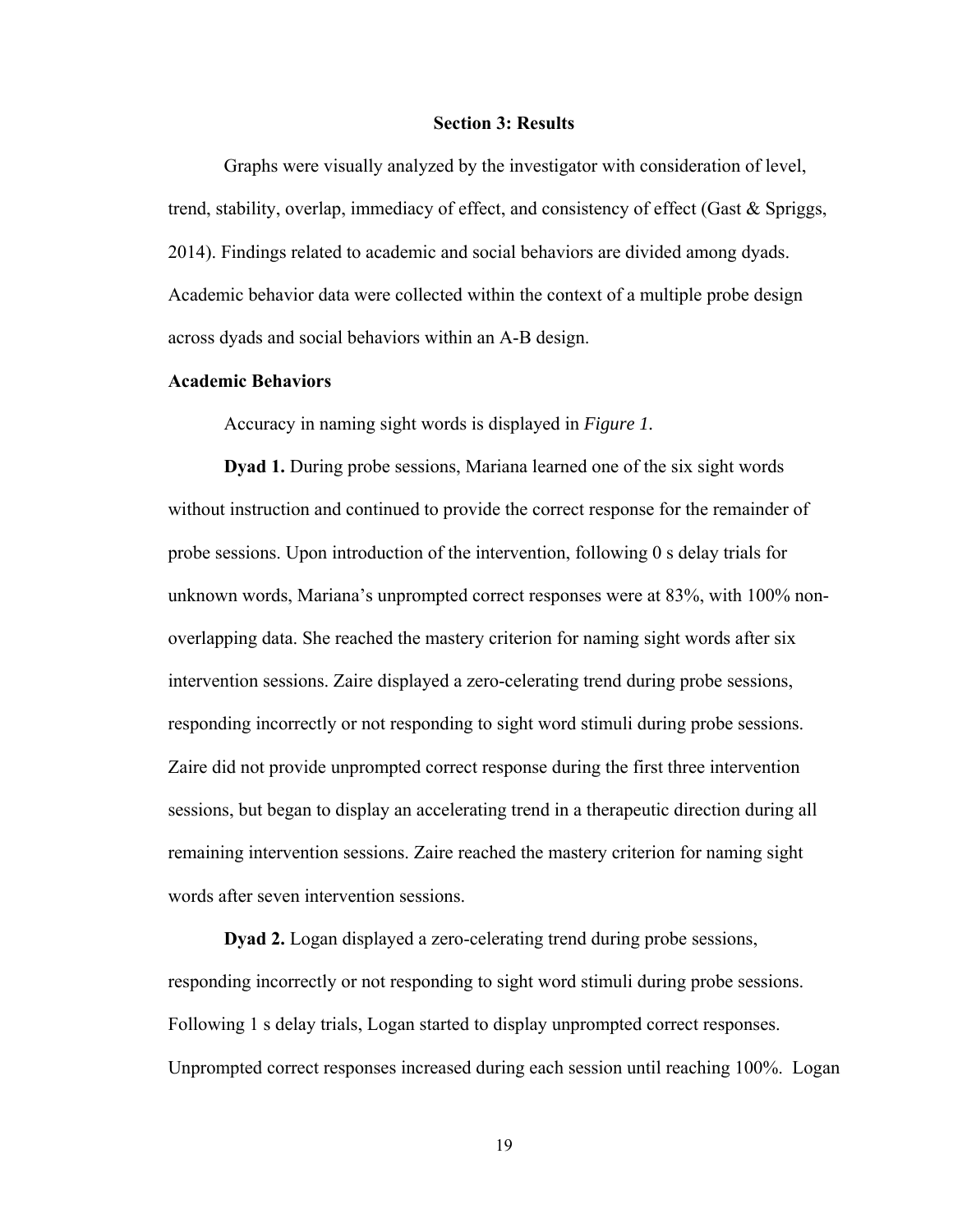## Section 3: Results

Graphs were visually analyzed by the investigator with consideration of level, trend, stability, overlap, immediacy of effect, and consistency of effect (Gast & Spriggs, 2014). Findings related to academic and social behaviors are divided among dyads. Academic behavior data were collected within the context of a multiple probe design across dyads and social behaviors within an A-B design.

### Academic Behaviors

Accuracy in naming sight words is displayed in *Figure 1*.

**Dyad 1.** During probe sessions, Mariana learned one of the six sight words without instruction and continued to provide the correct response for the remainder of probe sessions. Upon introduction of the intervention, following 0 s delay trials for unknown words, Mariana's unprompted correct responses were at 83%, with 100% non-overlapping data. She reached the mastery criterion for naming sight words after six intervention sessions. Zaire displayed a zero-celerating trend during probe sessions, responding incorrectly or not responding to sight word stimuli during probe sessions. Zaire did not provide unprompted correct response during the first three intervention sessions, but began to display an accelerating trend in a therapeutic direction during all remaining intervention sessions. Zaire reached the mastery criterion for naming sight words after seven intervention sessions.

**Dyad 2.** Logan displayed a zero-celerating trend during probe sessions, responding incorrectly or not responding to sight word stimuli during probe sessions. Following 1 s delay trials, Logan started to display unprompted correct responses. Unprompted correct responses increased during each session until reaching 100%. Logan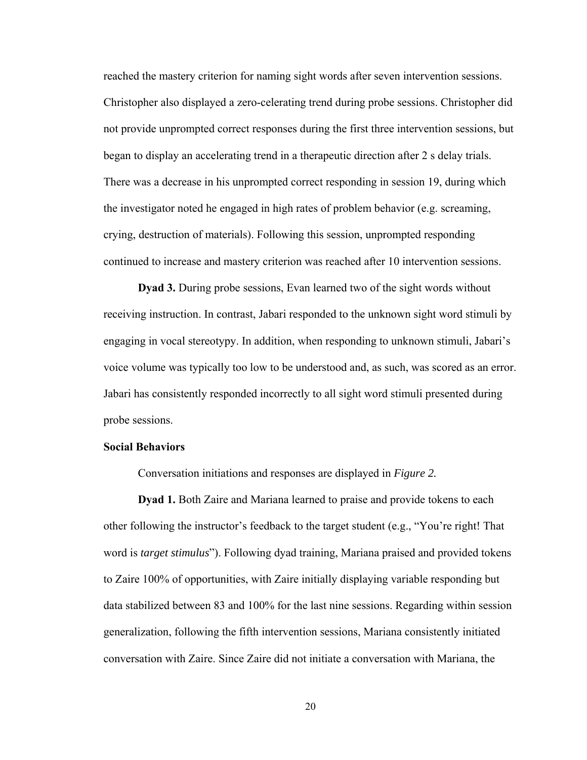reached the mastery criterion for naming sight words after seven intervention sessions. Christopher also displayed a zero-celerating trend during probe sessions. Christopher did not provide unprompted correct responses during the first three intervention sessions, but began to display an accelerating trend in a therapeutic direction after 2 s delay trials. There was a decrease in his unprompted correct responding in session 19, during which the investigator noted he engaged in high rates of problem behavior (e.g. screaming, crying, destruction of materials). Following this session, unprompted responding continued to increase and mastery criterion was reached after 10 intervention sessions.

**Dyad 3.** During probe sessions, Evan learned two of the sight words without receiving instruction. In contrast, Jabari responded to the unknown sight word stimuli by engaging in vocal stereotypy. In addition, when responding to unknown stimuli, Jabari's voice volume was typically too low to be understood and, as such, was scored as an error. Jabari has consistently responded incorrectly to all sight word stimuli presented during probe sessions.

### Social Behaviors

Conversation initiations and responses are displayed in *Figure 2.*

**Dyad 1.** Both Zaire and Mariana learned to praise and provide tokens to each other following the instructor's feedback to the target student (e.g., "You're right! That word is *target stimulus*"). Following dyad training, Mariana praised and provided tokens to Zaire 100% of opportunities, with Zaire initially displaying variable responding but data stabilized between 83 and 100% for the last nine sessions. Regarding within session generalization, following the fifth intervention sessions, Mariana consistently initiated conversation with Zaire. Since Zaire did not initiate a conversation with Mariana, the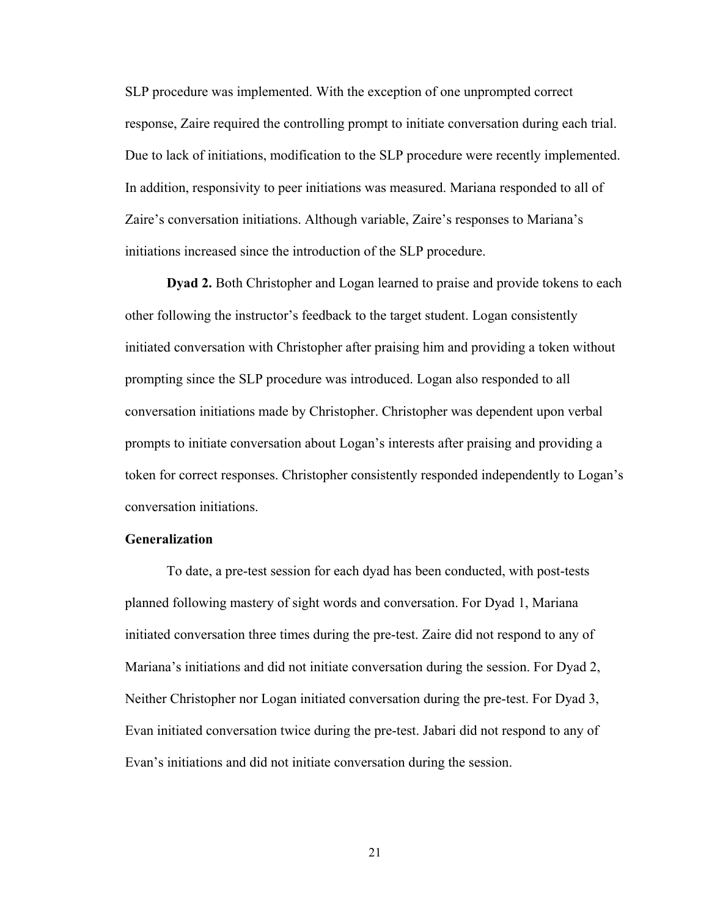SLP procedure was implemented. With the exception of one unprompted correct response, Zaire required the controlling prompt to initiate conversation during each trial. Due to lack of initiations, modification to the SLP procedure were recently implemented. In addition, responsivity to peer initiations was measured. Mariana responded to all of Zaire's conversation initiations. Although variable, Zaire's responses to Mariana's initiations increased since the introduction of the SLP procedure.

**Dyad 2.** Both Christopher and Logan learned to praise and provide tokens to each other following the instructor's feedback to the target student. Logan consistently initiated conversation with Christopher after praising him and providing a token without prompting since the SLP procedure was introduced. Logan also responded to all conversation initiations made by Christopher. Christopher was dependent upon verbal prompts to initiate conversation about Logan's interests after praising and providing a token for correct responses. Christopher consistently responded independently to Logan's conversation initiations.

### Generalization

To date, a pre-test session for each dyad has been conducted, with post-tests planned following mastery of sight words and conversation. For Dyad 1, Mariana initiated conversation three times during the pre-test. Zaire did not respond to any of Mariana's initiations and did not initiate conversation during the session. For Dyad 2, Neither Christopher nor Logan initiated conversation during the pre-test. For Dyad 3, Evan initiated conversation twice during the pre-test. Jabari did not respond to any of Evan's initiations and did not initiate conversation during the session.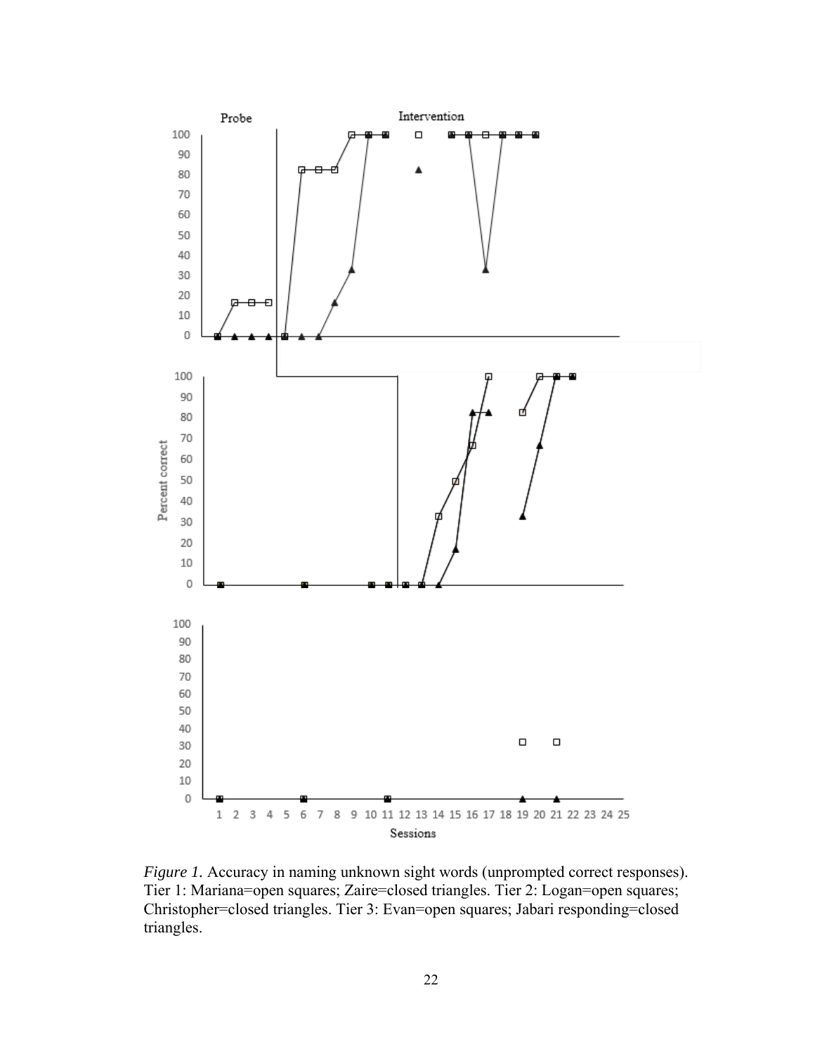*Figure 1.* Accuracy in naming unknown sight words (unprompted correct responses). Tier 1: Mariana=open squares; Zaire=closed triangles. Tier 2: Logan=open squares; Christopher=closed triangles. Tier 3: Evan=open squares; Jabari responding=closed triangles.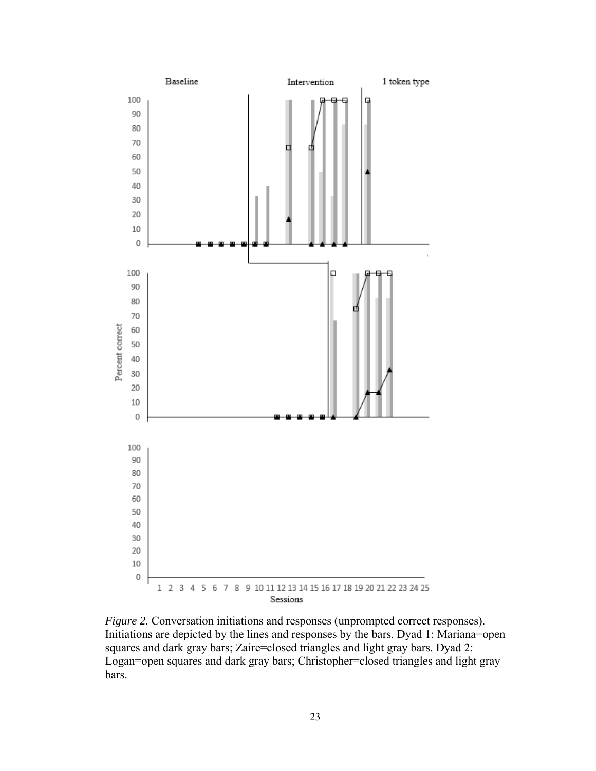*Figure 2.* Conversation initiations and responses (unprompted correct responses). Initiations are depicted by the lines and responses by the bars. Dyad 1: Mariana=open squares and dark gray bars; Zaire=closed triangles and light gray bars. Dyad 2: Logan=open squares and dark gray bars; Christopher=closed triangles and light gray bars.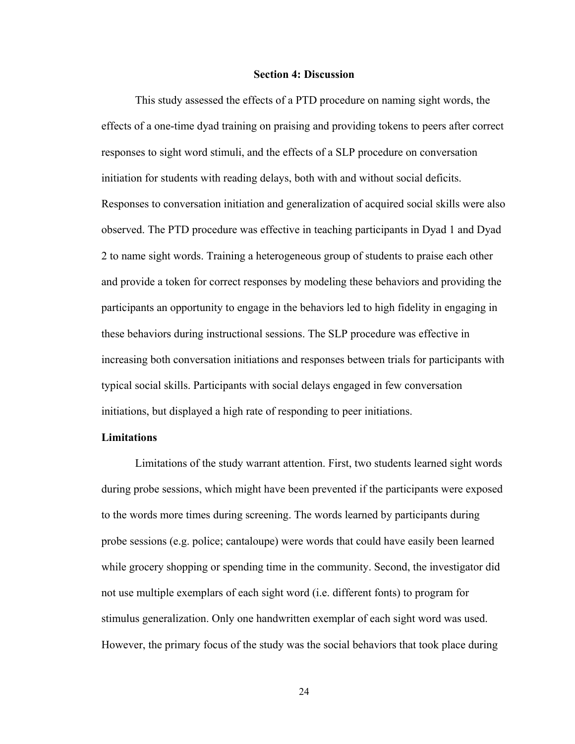## Section 4: Discussion

This study assessed the effects of a PTD procedure on naming sight words, the effects of a one-time dyad training on praising and providing tokens to peers after correct responses to sight word stimuli, and the effects of a SLP procedure on conversation initiation for students with reading delays, both with and without social deficits. Responses to conversation initiation and generalization of acquired social skills were also observed. The PTD procedure was effective in teaching participants in Dyad 1 and Dyad 2 to name sight words. Training a heterogeneous group of students to praise each other and provide a token for correct responses by modeling these behaviors and providing the participants an opportunity to engage in the behaviors led to high fidelity in engaging in these behaviors during instructional sessions. The SLP procedure was effective in increasing both conversation initiations and responses between trials for participants with typical social skills. Participants with social delays engaged in few conversation initiations, but displayed a high rate of responding to peer initiations.

### Limitations

Limitations of the study warrant attention. First, two students learned sight words during probe sessions, which might have been prevented if the participants were exposed to the words more times during screening. The words learned by participants during probe sessions (e.g. police; cantaloupe) were words that could have easily been learned while grocery shopping or spending time in the community. Second, the investigator did not use multiple exemplars of each sight word (i.e. different fonts) to program for stimulus generalization. Only one handwritten exemplar of each sight word was used. However, the primary focus of the study was the social behaviors that took place during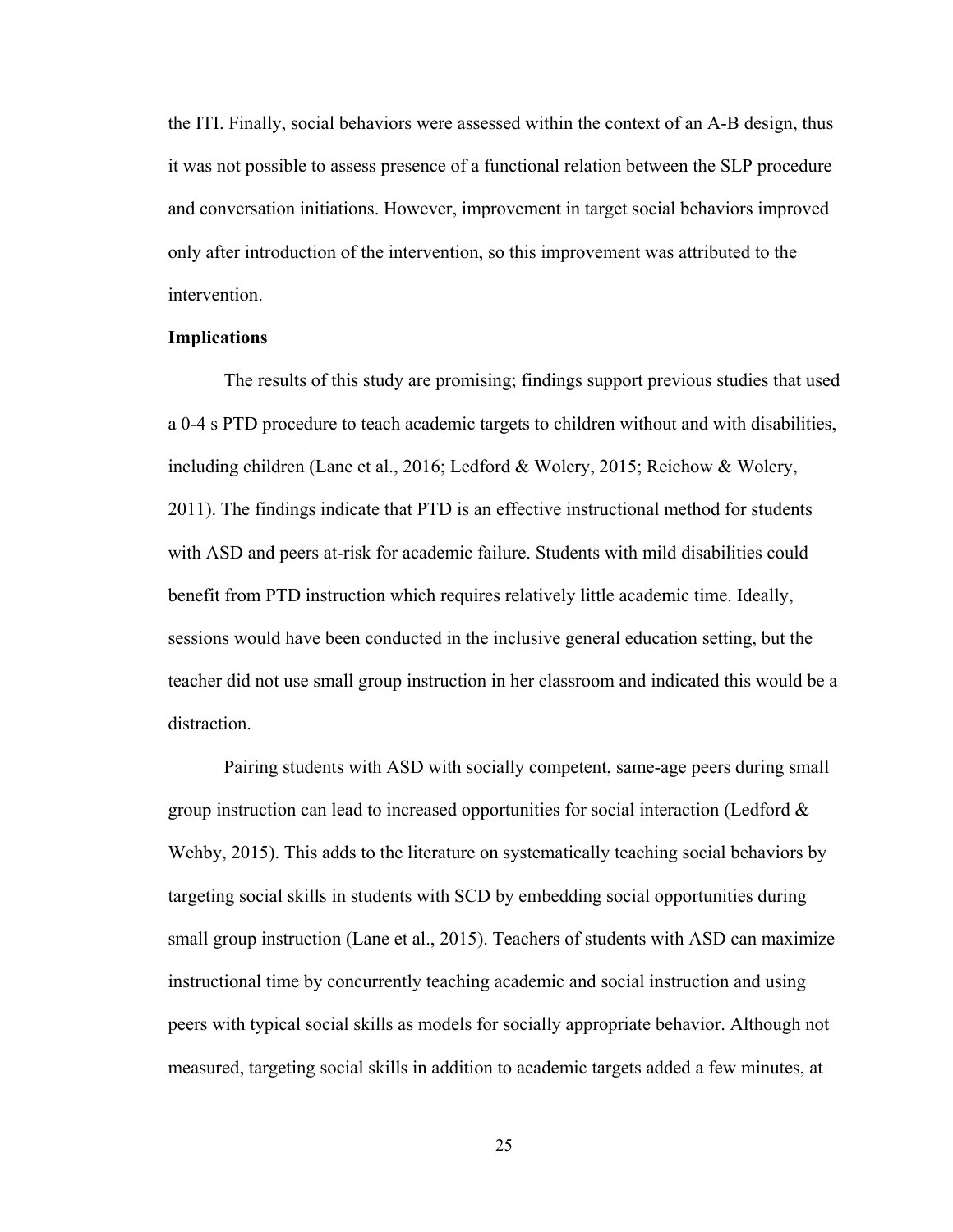the ITI. Finally, social behaviors were assessed within the context of an A-B design, thus it was not possible to assess presence of a functional relation between the SLP procedure and conversation initiations. However, improvement in target social behaviors improved only after introduction of the intervention, so this improvement was attributed to the intervention.

**Implications**

The results of this study are promising; findings support previous studies that used a 0-4 s PTD procedure to teach academic targets to children without and with disabilities, including children (Lane et al., 2016; Ledford & Wolery, 2015; Reichow & Wolery, 2011). The findings indicate that PTD is an effective instructional method for students with ASD and peers at-risk for academic failure. Students with mild disabilities could benefit from PTD instruction which requires relatively little academic time. Ideally, sessions would have been conducted in the inclusive general education setting, but the teacher did not use small group instruction in her classroom and indicated this would be a distraction.

Pairing students with ASD with socially competent, same-age peers during small group instruction can lead to increased opportunities for social interaction (Ledford & Wehby, 2015). This adds to the literature on systematically teaching social behaviors by targeting social skills in students with SCD by embedding social opportunities during small group instruction (Lane et al., 2015). Teachers of students with ASD can maximize instructional time by concurrently teaching academic and social instruction and using peers with typical social skills as models for socially appropriate behavior. Although not measured, targeting social skills in addition to academic targets added a few minutes, at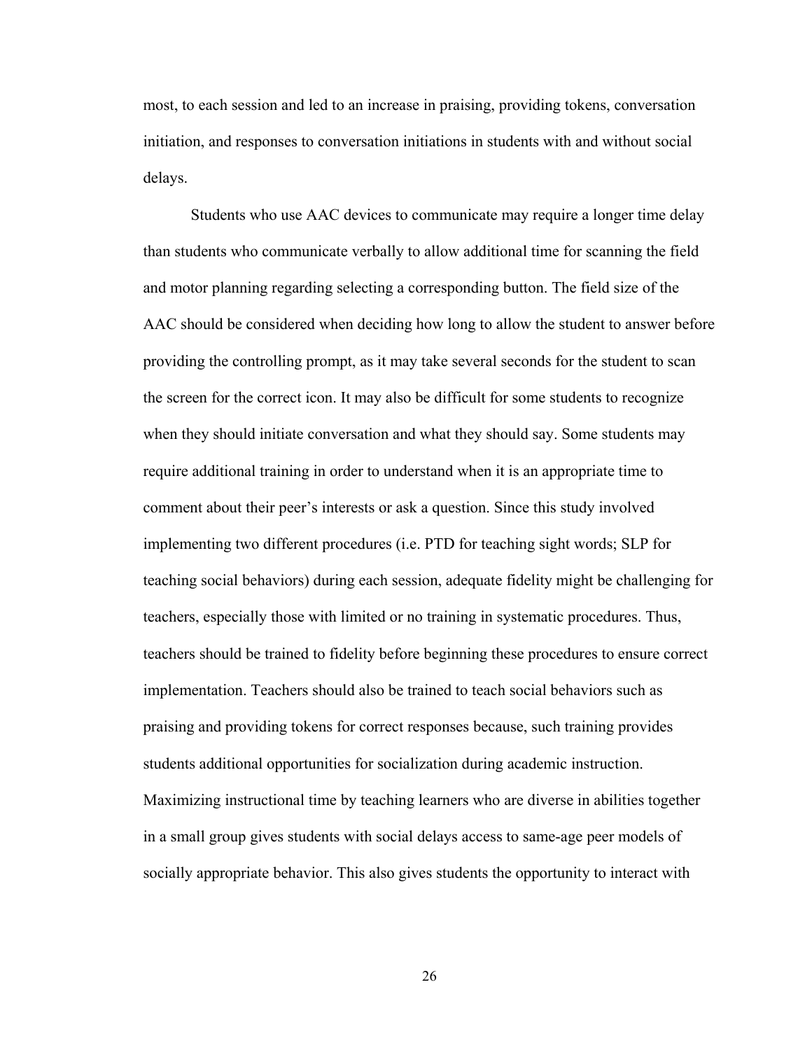most, to each session and led to an increase in praising, providing tokens, conversation initiation, and responses to conversation initiations in students with and without social delays.

Students who use AAC devices to communicate may require a longer time delay than students who communicate verbally to allow additional time for scanning the field and motor planning regarding selecting a corresponding button. The field size of the AAC should be considered when deciding how long to allow the student to answer before providing the controlling prompt, as it may take several seconds for the student to scan the screen for the correct icon. It may also be difficult for some students to recognize when they should initiate conversation and what they should say. Some students may require additional training in order to understand when it is an appropriate time to comment about their peer's interests or ask a question. Since this study involved implementing two different procedures (i.e. PTD for teaching sight words; SLP for teaching social behaviors) during each session, adequate fidelity might be challenging for teachers, especially those with limited or no training in systematic procedures. Thus, teachers should be trained to fidelity before beginning these procedures to ensure correct implementation. Teachers should also be trained to teach social behaviors such as praising and providing tokens for correct responses because, such training provides students additional opportunities for socialization during academic instruction. Maximizing instructional time by teaching learners who are diverse in abilities together in a small group gives students with social delays access to same-age peer models of socially appropriate behavior. This also gives students the opportunity to interact with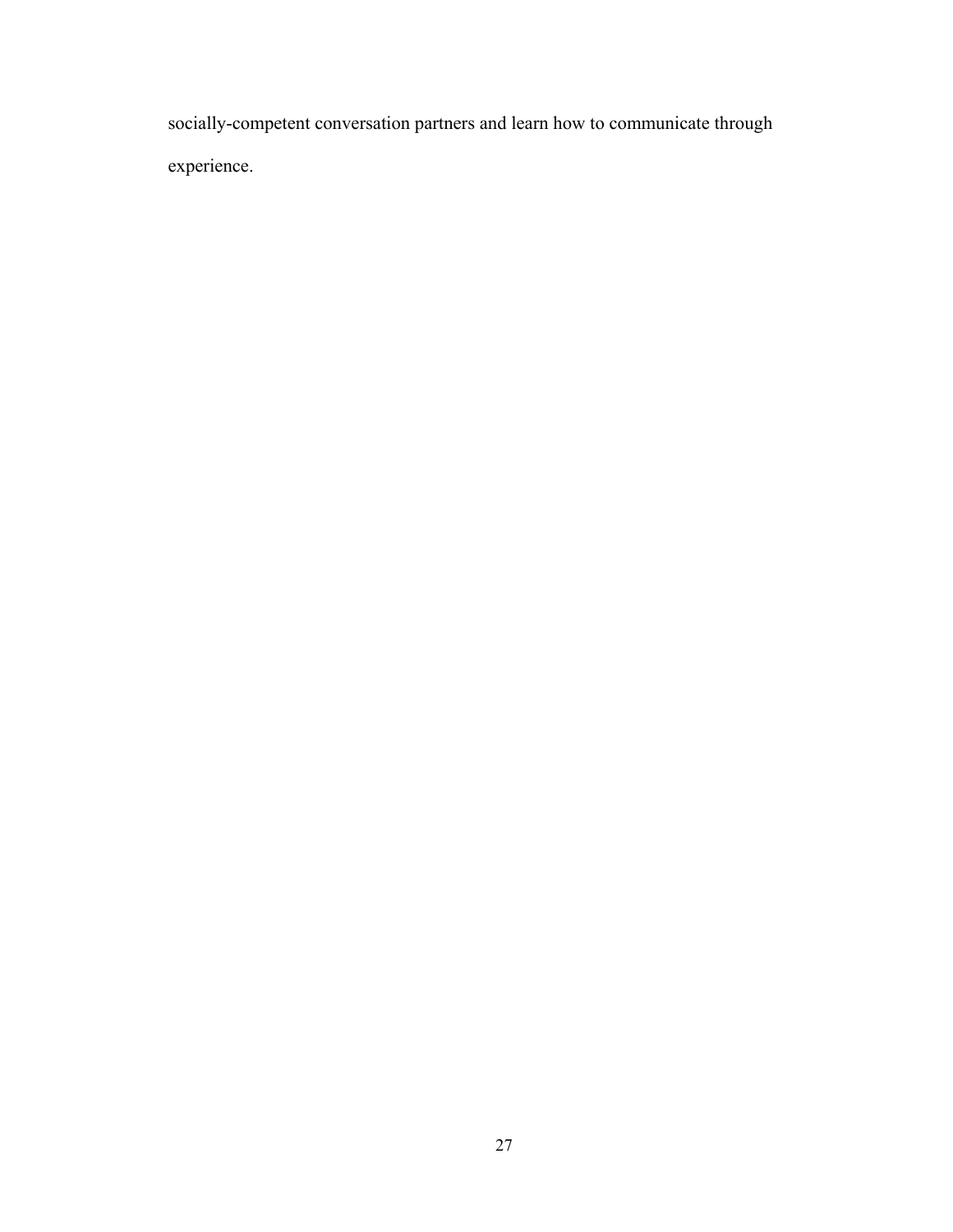socially-competent conversation partners and learn how to communicate through experience.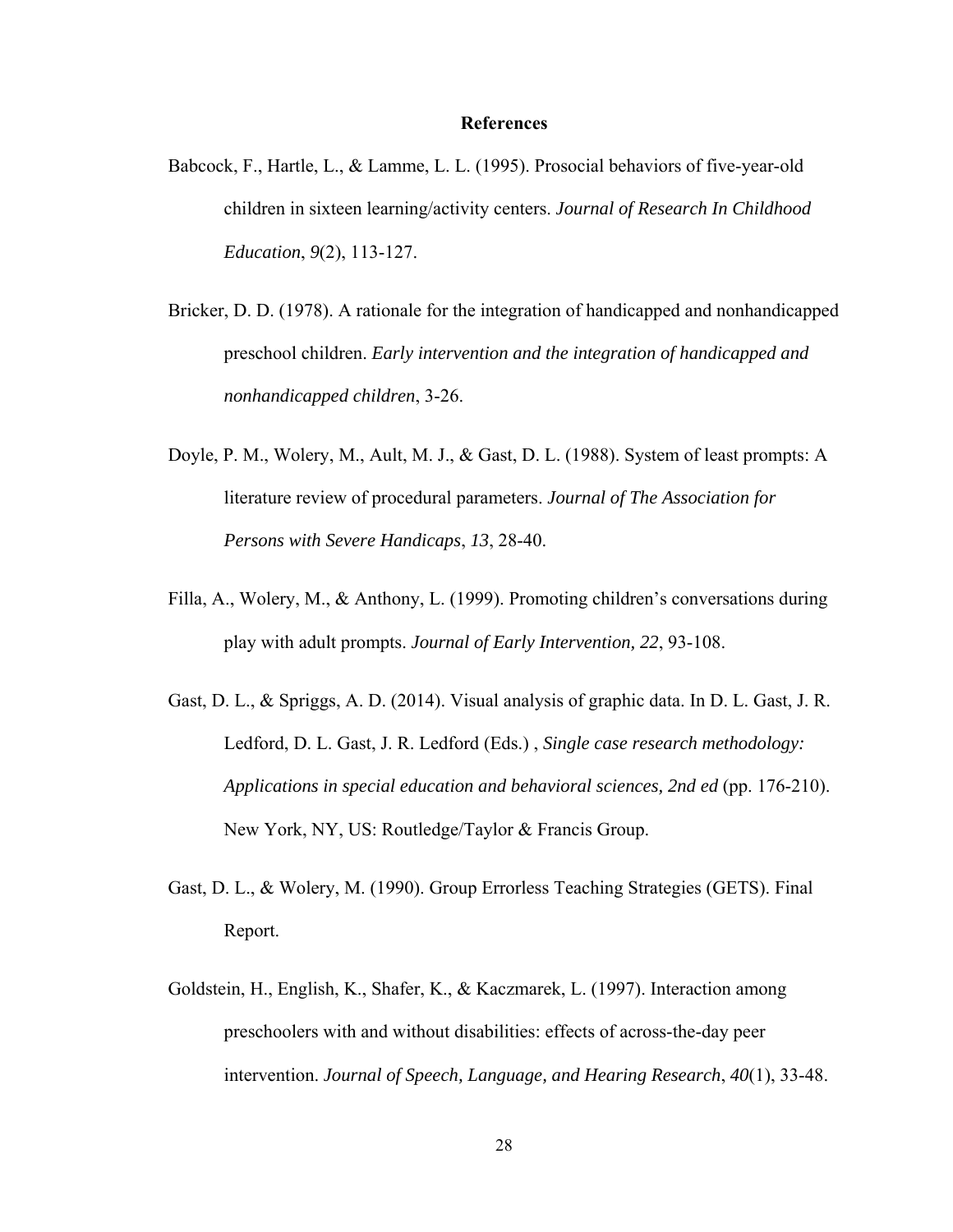# References

Babcock, F., Hartle, L., & Lamme, L. L. (1995). Prosocial behaviors of five-year-old children in sixteen learning/activity centers. *Journal of Research In Childhood Education*, *9*(2), 113-127.

Bricker, D. D. (1978). A rationale for the integration of handicapped and nonhandicapped preschool children. *Early intervention and the integration of handicapped and nonhandicapped children*, 3-26.

Doyle, P. M., Wolery, M., Ault, M. J., & Gast, D. L. (1988). System of least prompts: A literature review of procedural parameters. *Journal of The Association for Persons with Severe Handicaps*, *13*, 28-40.

Filla, A., Wolery, M., & Anthony, L. (1999). Promoting children's conversations during play with adult prompts. *Journal of Early Intervention, 22*, 93-108.

Gast, D. L., & Spriggs, A. D. (2014). Visual analysis of graphic data. In D. L. Gast, J. R. Ledford, D. L. Gast, J. R. Ledford (Eds.) , *Single case research methodology: Applications in special education and behavioral sciences, 2nd ed* (pp. 176-210). New York, NY, US: Routledge/Taylor & Francis Group.

Gast, D. L., & Wolery, M. (1990). Group Errorless Teaching Strategies (GETS). Final Report.

Goldstein, H., English, K., Shafer, K., & Kaczmarek, L. (1997). Interaction among preschoolers with and without disabilities: effects of across-the-day peer intervention. *Journal of Speech, Language, and Hearing Research*, *40*(1), 33-48.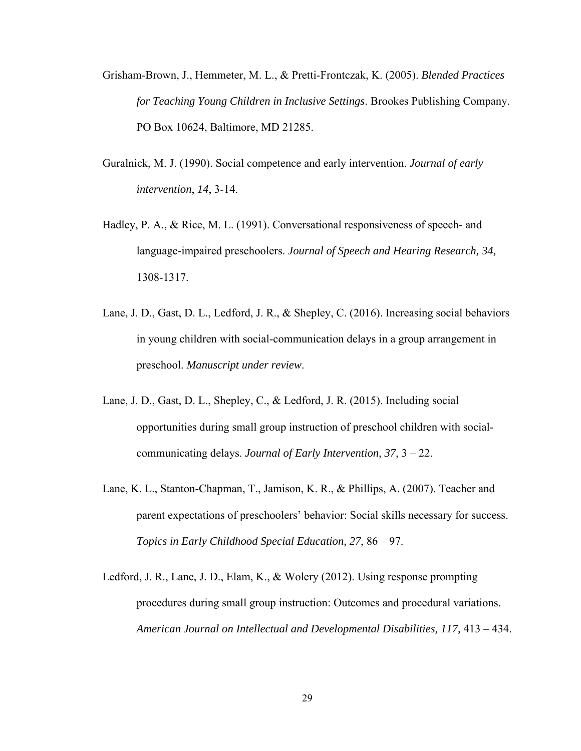Grisham-Brown, J., Hemmeter, M. L., & Pretti-Frontczak, K. (2005). *Blended Practices for Teaching Young Children in Inclusive Settings*. Brookes Publishing Company. PO Box 10624, Baltimore, MD 21285.

Guralnick, M. J. (1990). Social competence and early intervention. *Journal of early intervention*, *14*, 3-14.

Hadley, P. A., & Rice, M. L. (1991). Conversational responsiveness of speech- and language-impaired preschoolers. *Journal of Speech and Hearing Research, 34,* 1308-1317.

Lane, J. D., Gast, D. L., Ledford, J. R., & Shepley, C. (2016). Increasing social behaviors in young children with social-communication delays in a group arrangement in preschool. *Manuscript under review*.

Lane, J. D., Gast, D. L., Shepley, C., & Ledford, J. R. (2015). Including social opportunities during small group instruction of preschool children with social-communicating delays. *Journal of Early Intervention*, *37*, 3 – 22.

Lane, K. L., Stanton-Chapman, T., Jamison, K. R., & Phillips, A. (2007). Teacher and parent expectations of preschoolers' behavior: Social skills necessary for success. *Topics in Early Childhood Special Education, 27*, 86 – 97.

Ledford, J. R., Lane, J. D., Elam, K., & Wolery (2012). Using response prompting procedures during small group instruction: Outcomes and procedural variations. *American Journal on Intellectual and Developmental Disabilities, 117,* 413 – 434.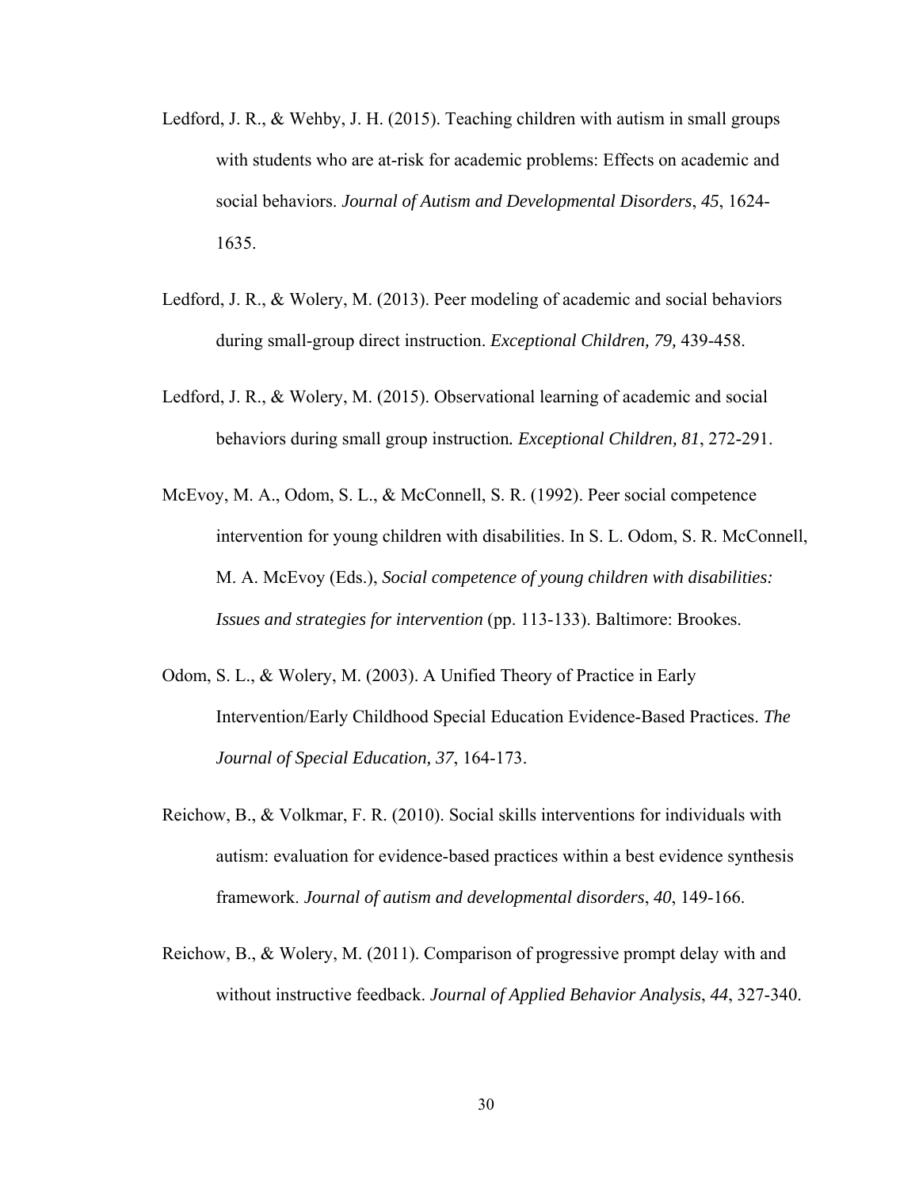Ledford, J. R., & Wehby, J. H. (2015). Teaching children with autism in small groups with students who are at-risk for academic problems: Effects on academic and social behaviors. *Journal of Autism and Developmental Disorders*, *45*, 1624-1635.

Ledford, J. R., & Wolery, M. (2013). Peer modeling of academic and social behaviors during small-group direct instruction. *Exceptional Children, 79,* 439-458.

Ledford, J. R., & Wolery, M. (2015). Observational learning of academic and social behaviors during small group instruction*. Exceptional Children, 81*, 272-291.

McEvoy, M. A., Odom, S. L., & McConnell, S. R. (1992). Peer social competence intervention for young children with disabilities. In S. L. Odom, S. R. McConnell, M. A. McEvoy (Eds.), *Social competence of young children with disabilities: Issues and strategies for intervention* (pp. 113-133). Baltimore: Brookes.

Odom, S. L., & Wolery, M. (2003). A Unified Theory of Practice in Early Intervention/Early Childhood Special Education Evidence-Based Practices. *The Journal of Special Education, 37*, 164-173.

Reichow, B., & Volkmar, F. R. (2010). Social skills interventions for individuals with autism: evaluation for evidence-based practices within a best evidence synthesis framework. *Journal of autism and developmental disorders*, *40*, 149-166.

Reichow, B., & Wolery, M. (2011). Comparison of progressive prompt delay with and without instructive feedback. *Journal of Applied Behavior Analysis*, *44*, 327-340.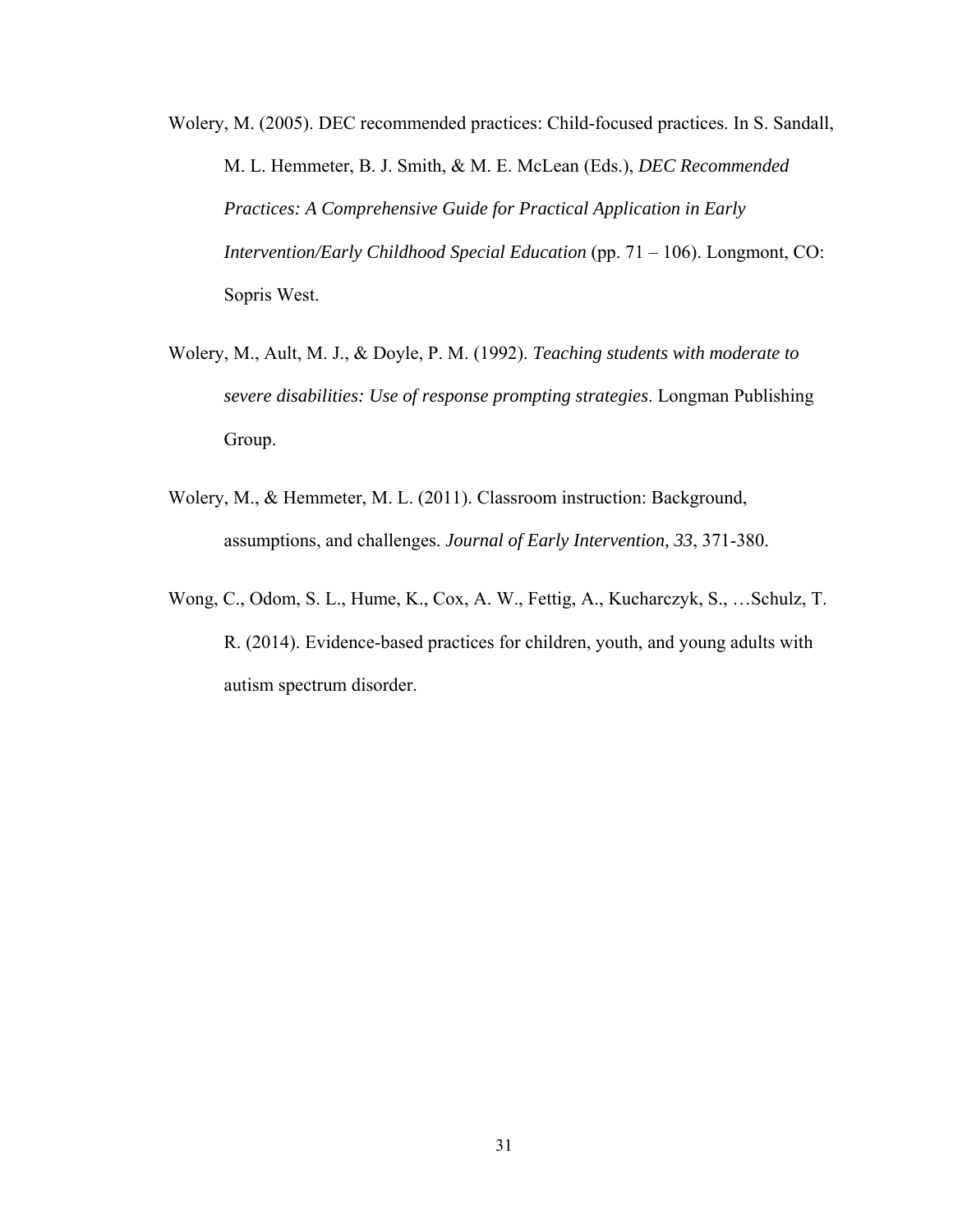Wolery, M. (2005). DEC recommended practices: Child-focused practices. In S. Sandall, M. L. Hemmeter, B. J. Smith, & M. E. McLean (Eds.), *DEC Recommended Practices: A Comprehensive Guide for Practical Application in Early Intervention/Early Childhood Special Education* (pp. 71 – 106). Longmont, CO: Sopris West.

Wolery, M., Ault, M. J., & Doyle, P. M. (1992). *Teaching students with moderate to severe disabilities: Use of response prompting strategies*. Longman Publishing Group.

Wolery, M., & Hemmeter, M. L. (2011). Classroom instruction: Background, assumptions, and challenges. *Journal of Early Intervention, 33*, 371-380.

Wong, C., Odom, S. L., Hume, K., Cox, A. W., Fettig, A., Kucharczyk, S., …Schulz, T. R. (2014). Evidence-based practices for children, youth, and young adults with autism spectrum disorder.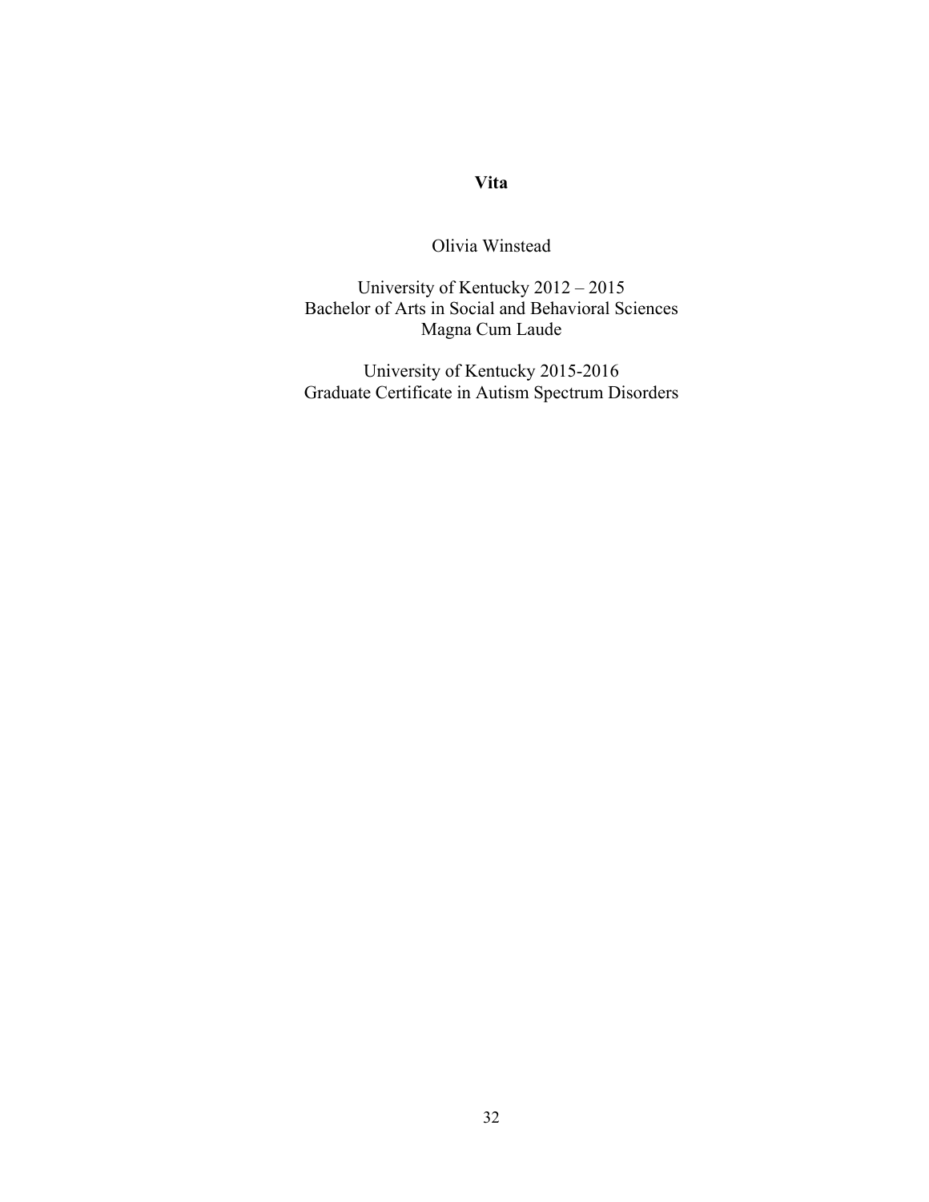# Vita

Olivia Winstead

University of Kentucky 2012 – 2015
Bachelor of Arts in Social and Behavioral Sciences
Magna Cum Laude

University of Kentucky 2015-2016
Graduate Certificate in Autism Spectrum Disorders